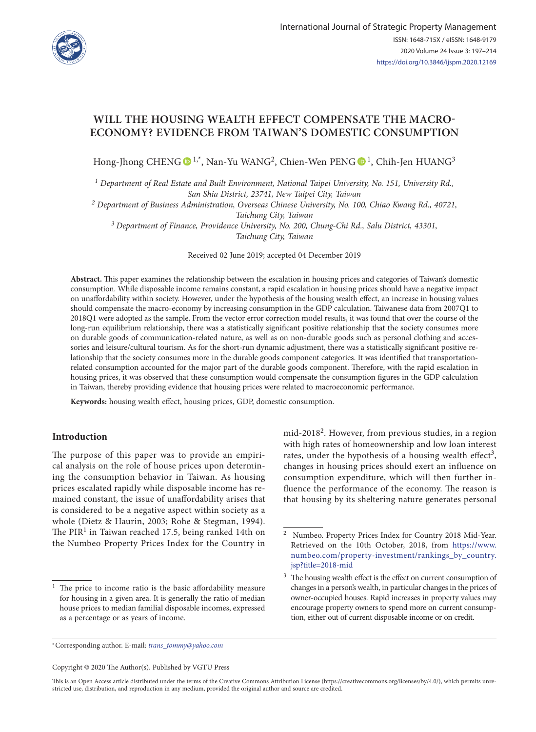# WILL THE HOUSING WEALTH EFFECT COMPENSATE THE MACRO-ECONOMY? EVIDENCE FROM TAIWAN'S DOMESTIC CONSUMPTION

Hong-Jhong CHENG [1,*], Nan-Yu WANG [2], Chien-Wen PENG [1], Chih-Jen HUANG [3]

[1] *Department of Real Estate and Built Environment, National Taipei University, No. 151, University Rd., San Shia District, 23741, New Taipei City, Taiwan*

[2] *Department of Business Administration, Overseas Chinese University, No. 100, Chiao Kwang Rd., 40721, Taichung City, Taiwan*

[3] *Department of Finance, Providence University, No. 200, Chung-Chi Rd., Salu District, 43301, Taichung City, Taiwan*

Received 02 June 2019; accepted 04 December 2019

**Abstract.** This paper examines the relationship between the escalation in housing prices and categories of Taiwan's domestic consumption. While disposable income remains constant, a rapid escalation in housing prices should have a negative impact on unaffordability within society. However, under the hypothesis of the housing wealth effect, an increase in housing values should compensate the macro-economy by increasing consumption in the GDP calculation. Taiwanese data from 2007Q1 to 2018Q1 were adopted as the sample. From the vector error correction model results, it was found that over the course of the long-run equilibrium relationship, there was a statistically significant positive relationship that the society consumes more on durable goods of communication-related nature, as well as on non-durable goods such as personal clothing and accessories and leisure/cultural tourism. As for the short-run dynamic adjustment, there was a statistically significant positive relationship that the society consumes more in the durable goods component categories. It was identified that transportation-related consumption accounted for the major part of the durable goods component. Therefore, with the rapid escalation in housing prices, it was observed that these consumption would compensate the consumption figures in the GDP calculation in Taiwan, thereby providing evidence that housing prices were related to macroeconomic performance.

**Keywords:** housing wealth effect, housing prices, GDP, domestic consumption.

## Introduction

The purpose of this paper was to provide an empirical analysis on the role of house prices upon determining the consumption behavior in Taiwan. As housing prices escalated rapidly while disposable income has remained constant, the issue of unaffordability arises that is considered to be a negative aspect within society as a whole (Dietz & Haurin, 2003; Rohe & Stegman, 1994). The PIR[1] in Taiwan reached 17.5, being ranked 14th on the Numbeo Property Prices Index for the Country in mid-2018[2]. However, from previous studies, in a region with high rates of homeownership and low loan interest rates, under the hypothesis of a housing wealth effect[3], changes in housing prices should exert an influence on consumption expenditure, which will then further influence the performance of the economy. The reason is that housing by its sheltering nature generates personal

---

[1] The price to income ratio is the basic affordability measure for housing in a given area. It is generally the ratio of median house prices to median familial disposable incomes, expressed as a percentage or as years of income.

[2] Numbeo. Property Prices Index for Country 2018 Mid-Year. Retrieved on the 10th October, 2018, from https://www.numbeo.com/property-investment/rankings_by_country.jsp?title=2018-mid

[3] The housing wealth effect is the effect on current consumption of changes in a person's wealth, in particular changes in the prices of owner-occupied houses. Rapid increases in property values may encourage property owners to spend more on current consumption, either out of current disposable income or on credit.

*Corresponding author. E-mail: *trans_tommy@yahoo.com*

Copyright © 2020 The Author(s). Published by VGTU Press

This is an Open Access article distributed under the terms of the Creative Commons Attribution License (https://creativecommons.org/licenses/by/4.0/), which permits unrestricted use, distribution, and reproduction in any medium, provided the original author and source are credited.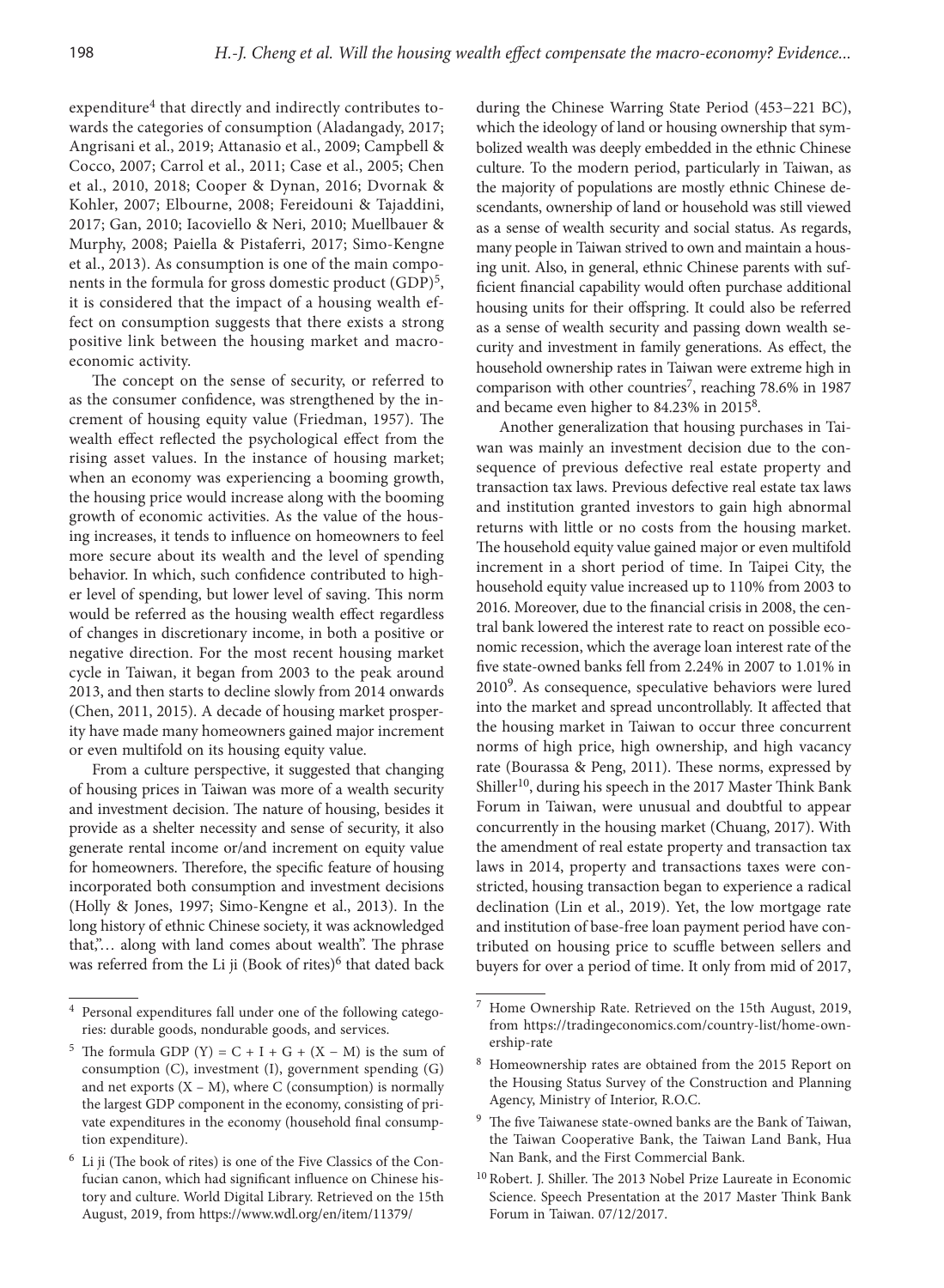expenditure[4] that directly and indirectly contributes towards the categories of consumption (Aladangady, 2017; Angrisani et al., 2019; Attanasio et al., 2009; Campbell & Cocco, 2007; Carrol et al., 2011; Case et al., 2005; Chen et al., 2010, 2018; Cooper & Dynan, 2016; Dvornak & Kohler, 2007; Elbourne, 2008; Fereidouni & Tajaddini, 2017; Gan, 2010; Iacoviello & Neri, 2010; Muellbauer & Murphy, 2008; Paiella & Pistaferri, 2017; Simo-Kengne et al., 2013). As consumption is one of the main components in the formula for gross domestic product (GDP)[5], it is considered that the impact of a housing wealth effect on consumption suggests that there exists a strong positive link between the housing market and macroeconomic activity.

The concept on the sense of security, or referred to as the consumer confidence, was strengthened by the increment of housing equity value (Friedman, 1957). The wealth effect reflected the psychological effect from the rising asset values. In the instance of housing market; when an economy was experiencing a booming growth, the housing price would increase along with the booming growth of economic activities. As the value of the housing increases, it tends to influence on homeowners to feel more secure about its wealth and the level of spending behavior. In which, such confidence contributed to higher level of spending, but lower level of saving. This norm would be referred as the housing wealth effect regardless of changes in discretionary income, in both a positive or negative direction. For the most recent housing market cycle in Taiwan, it began from 2003 to the peak around 2013, and then starts to decline slowly from 2014 onwards (Chen, 2011, 2015). A decade of housing market prosperity have made many homeowners gained major increment or even multifold on its housing equity value.

From a culture perspective, it suggested that changing of housing prices in Taiwan was more of a wealth security and investment decision. The nature of housing, besides it provide as a shelter necessity and sense of security, it also generate rental income or/and increment on equity value for homeowners. Therefore, the specific feature of housing incorporated both consumption and investment decisions (Holly & Jones, 1997; Simo-Kengne et al., 2013). In the long history of ethnic Chinese society, it was acknowledged that,"… along with land comes about wealth". The phrase was referred from the Li ji (Book of rites)[6] that dated back during the Chinese Warring State Period (453–221 BC), which the ideology of land or housing ownership that symbolized wealth was deeply embedded in the ethnic Chinese culture. To the modern period, particularly in Taiwan, as the majority of populations are mostly ethnic Chinese descendants, ownership of land or household was still viewed as a sense of wealth security and social status. As regards, many people in Taiwan strived to own and maintain a housing unit. Also, in general, ethnic Chinese parents with sufficient financial capability would often purchase additional housing units for their offspring. It could also be referred as a sense of wealth security and passing down wealth security and investment in family generations. As effect, the household ownership rates in Taiwan were extreme high in comparison with other countries[7], reaching 78.6% in 1987 and became even higher to 84.23% in 2015[8].

Another generalization that housing purchases in Taiwan was mainly an investment decision due to the consequence of previous defective real estate property and transaction tax laws. Previous defective real estate tax laws and institution granted investors to gain high abnormal returns with little or no costs from the housing market. The household equity value gained major or even multifold increment in a short period of time. In Taipei City, the household equity value increased up to 110% from 2003 to 2016. Moreover, due to the financial crisis in 2008, the central bank lowered the interest rate to react on possible economic recession, which the average loan interest rate of the five state-owned banks fell from 2.24% in 2007 to 1.01% in 2010[9]. As consequence, speculative behaviors were lured into the market and spread uncontrollably. It affected that the housing market in Taiwan to occur three concurrent norms of high price, high ownership, and high vacancy rate (Bourassa & Peng, 2011). These norms, expressed by Shiller[10], during his speech in the 2017 Master Think Bank Forum in Taiwan, were unusual and doubtful to appear concurrently in the housing market (Chuang, 2017). With the amendment of real estate property and transaction tax laws in 2014, property and transactions taxes were constricted, housing transaction began to experience a radical declination (Lin et al., 2019). Yet, the low mortgage rate and institution of base-free loan payment period have contributed on housing price to scuffle between sellers and buyers for over a period of time. It only from mid of 2017,

---

[4] Personal expenditures fall under one of the following categories: durable goods, nondurable goods, and services.

[5] The formula GDP (Y) = C + I + G + (X – M) is the sum of consumption (C), investment (I), government spending (G) and net exports (X – M), where C (consumption) is normally the largest GDP component in the economy, consisting of private expenditures in the economy (household final consumption expenditure).

[6] Li ji (The book of rites) is one of the Five Classics of the Confucian canon, which had significant influence on Chinese history and culture. World Digital Library. Retrieved on the 15th August, 2019, from https://www.wdl.org/en/item/11379/

[7] Home Ownership Rate. Retrieved on the 15th August, 2019, from https://tradingeconomics.com/country-list/home-ownership-rate

[8] Homeownership rates are obtained from the 2015 Report on the Housing Status Survey of the Construction and Planning Agency, Ministry of Interior, R.O.C.

[9] The five Taiwanese state-owned banks are the Bank of Taiwan, the Taiwan Cooperative Bank, the Taiwan Land Bank, Hua Nan Bank, and the First Commercial Bank.

[10] Robert. J. Shiller. The 2013 Nobel Prize Laureate in Economic Science. Speech Presentation at the 2017 Master Think Bank Forum in Taiwan. 07/12/2017.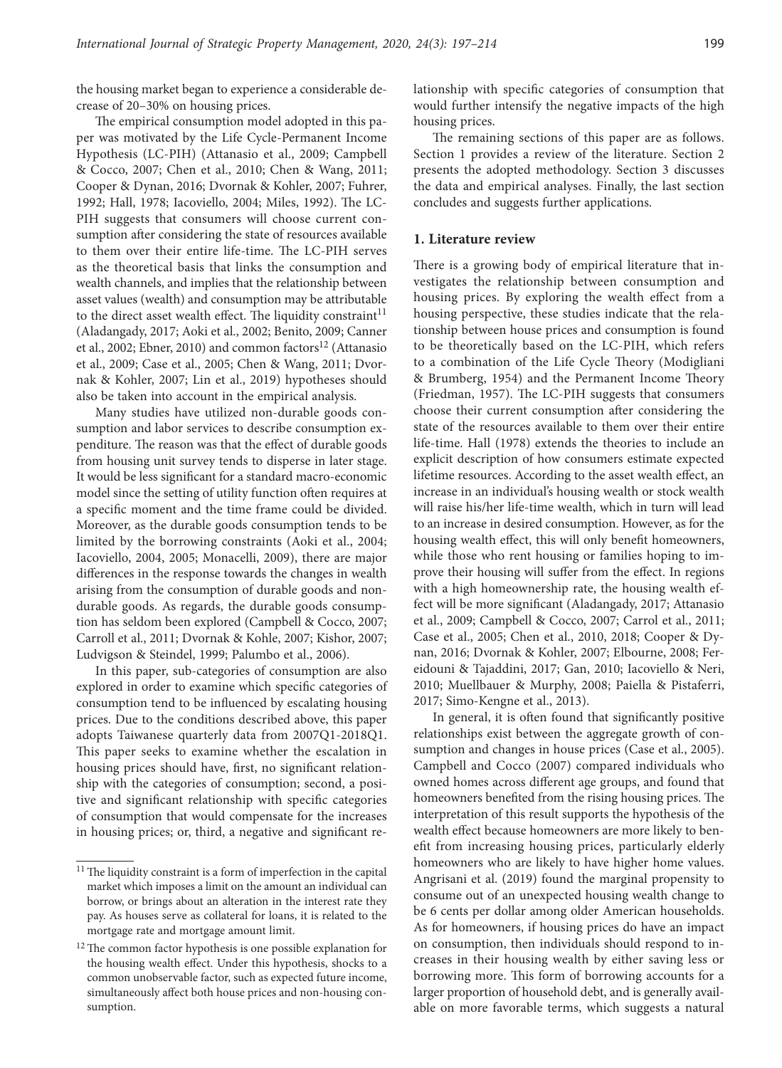the housing market began to experience a considerable decrease of 20–30% on housing prices.

The empirical consumption model adopted in this paper was motivated by the Life Cycle-Permanent Income Hypothesis (LC-PIH) (Attanasio et al., 2009; Campbell & Cocco, 2007; Chen et al., 2010; Chen & Wang, 2011; Cooper & Dynan, 2016; Dvornak & Kohler, 2007; Fuhrer, 1992; Hall, 1978; Iacoviello, 2004; Miles, 1992). The LC-PIH suggests that consumers will choose current consumption after considering the state of resources available to them over their entire life-time. The LC-PIH serves as the theoretical basis that links the consumption and wealth channels, and implies that the relationship between asset values (wealth) and consumption may be attributable to the direct asset wealth effect. The liquidity constraint[11] (Aladangady, 2017; Aoki et al., 2002; Benito, 2009; Canner et al., 2002; Ebner, 2010) and common factors[12] (Attanasio et al., 2009; Case et al., 2005; Chen & Wang, 2011; Dvornak & Kohler, 2007; Lin et al., 2019) hypotheses should also be taken into account in the empirical analysis.

Many studies have utilized non-durable goods consumption and labor services to describe consumption expenditure. The reason was that the effect of durable goods from housing unit survey tends to disperse in later stage. It would be less significant for a standard macro-economic model since the setting of utility function often requires at a specific moment and the time frame could be divided. Moreover, as the durable goods consumption tends to be limited by the borrowing constraints (Aoki et al., 2004; Iacoviello, 2004, 2005; Monacelli, 2009), there are major differences in the response towards the changes in wealth arising from the consumption of durable goods and non-durable goods. As regards, the durable goods consumption has seldom been explored (Campbell & Cocco, 2007; Carroll et al., 2011; Dvornak & Kohle, 2007; Kishor, 2007; Ludvigson & Steindel, 1999; Palumbo et al., 2006).

In this paper, sub-categories of consumption are also explored in order to examine which specific categories of consumption tend to be influenced by escalating housing prices. Due to the conditions described above, this paper adopts Taiwanese quarterly data from 2007Q1-2018Q1. This paper seeks to examine whether the escalation in housing prices should have, first, no significant relationship with the categories of consumption; second, a positive and significant relationship with specific categories of consumption that would compensate for the increases in housing prices; or, third, a negative and significant relationship with specific categories of consumption that would further intensify the negative impacts of the high housing prices.

The remaining sections of this paper are as follows. Section 1 provides a review of the literature. Section 2 presents the adopted methodology. Section 3 discusses the data and empirical analyses. Finally, the last section concludes and suggests further applications.

## 1. Literature review

There is a growing body of empirical literature that investigates the relationship between consumption and housing prices. By exploring the wealth effect from a housing perspective, these studies indicate that the relationship between house prices and consumption is found to be theoretically based on the LC-PIH, which refers to a combination of the Life Cycle Theory (Modigliani & Brumberg, 1954) and the Permanent Income Theory (Friedman, 1957). The LC-PIH suggests that consumers choose their current consumption after considering the state of the resources available to them over their entire life-time. Hall (1978) extends the theories to include an explicit description of how consumers estimate expected lifetime resources. According to the asset wealth effect, an increase in an individual's housing wealth or stock wealth will raise his/her life-time wealth, which in turn will lead to an increase in desired consumption. However, as for the housing wealth effect, this will only benefit homeowners, while those who rent housing or families hoping to improve their housing will suffer from the effect. In regions with a high homeownership rate, the housing wealth effect will be more significant (Aladangady, 2017; Attanasio et al., 2009; Campbell & Cocco, 2007; Carrol et al., 2011; Case et al., 2005; Chen et al., 2010, 2018; Cooper & Dynan, 2016; Dvornak & Kohler, 2007; Elbourne, 2008; Fereidouni & Tajaddini, 2017; Gan, 2010; Iacoviello & Neri, 2010; Muellbauer & Murphy, 2008; Paiella & Pistaferri, 2017; Simo-Kengne et al., 2013).

In general, it is often found that significantly positive relationships exist between the aggregate growth of consumption and changes in house prices (Case et al., 2005). Campbell and Cocco (2007) compared individuals who owned homes across different age groups, and found that homeowners benefited from the rising housing prices. The interpretation of this result supports the hypothesis of the wealth effect because homeowners are more likely to benefit from increasing housing prices, particularly elderly homeowners who are likely to have higher home values. Angrisani et al. (2019) found the marginal propensity to consume out of an unexpected housing wealth change to be 6 cents per dollar among older American households. As for homeowners, if housing prices do have an impact on consumption, then individuals should respond to increases in their housing wealth by either saving less or borrowing more. This form of borrowing accounts for a larger proportion of household debt, and is generally available on more favorable terms, which suggests a natural

---

[11] The liquidity constraint is a form of imperfection in the capital market which imposes a limit on the amount an individual can borrow, or brings about an alteration in the interest rate they pay. As houses serve as collateral for loans, it is related to the mortgage rate and mortgage amount limit.

[12] The common factor hypothesis is one possible explanation for the housing wealth effect. Under this hypothesis, shocks to a common unobservable factor, such as expected future income, simultaneously affect both house prices and non-housing consumption.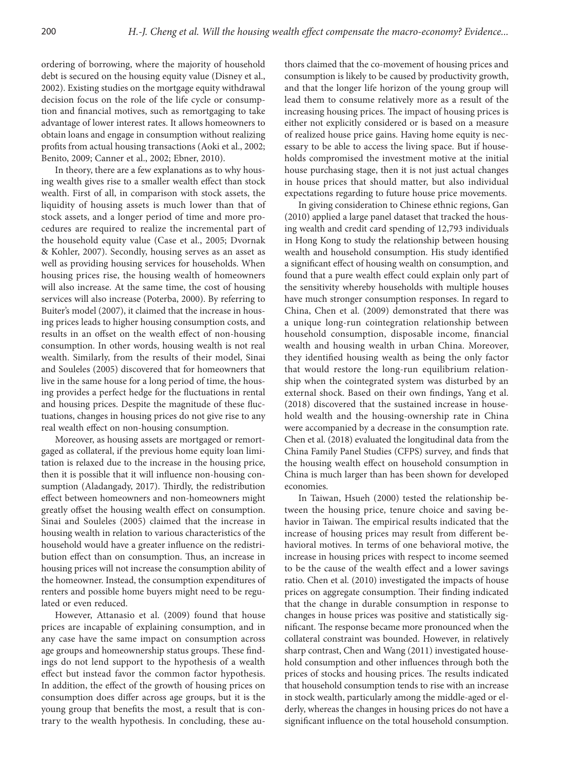ordering of borrowing, where the majority of household debt is secured on the housing equity value (Disney et al., 2002). Existing studies on the mortgage equity withdrawal decision focus on the role of the life cycle or consumption and financial motives, such as remortgaging to take advantage of lower interest rates. It allows homeowners to obtain loans and engage in consumption without realizing profits from actual housing transactions (Aoki et al., 2002; Benito, 2009; Canner et al., 2002; Ebner, 2010).

In theory, there are a few explanations as to why housing wealth gives rise to a smaller wealth effect than stock wealth. First of all, in comparison with stock assets, the liquidity of housing assets is much lower than that of stock assets, and a longer period of time and more procedures are required to realize the incremental part of the household equity value (Case et al., 2005; Dvornak & Kohler, 2007). Secondly, housing serves as an asset as well as providing housing services for households. When housing prices rise, the housing wealth of homeowners will also increase. At the same time, the cost of housing services will also increase (Poterba, 2000). By referring to Buiter's model (2007), it claimed that the increase in housing prices leads to higher housing consumption costs, and results in an offset on the wealth effect of non-housing consumption. In other words, housing wealth is not real wealth. Similarly, from the results of their model, Sinai and Souleles (2005) discovered that for homeowners that live in the same house for a long period of time, the housing provides a perfect hedge for the fluctuations in rental and housing prices. Despite the magnitude of these fluctuations, changes in housing prices do not give rise to any real wealth effect on non-housing consumption.

Moreover, as housing assets are mortgaged or remortgaged as collateral, if the previous home equity loan limitation is relaxed due to the increase in the housing price, then it is possible that it will influence non-housing consumption (Aladangady, 2017). Thirdly, the redistribution effect between homeowners and non-homeowners might greatly offset the housing wealth effect on consumption. Sinai and Souleles (2005) claimed that the increase in housing wealth in relation to various characteristics of the household would have a greater influence on the redistribution effect than on consumption. Thus, an increase in housing prices will not increase the consumption ability of the homeowner. Instead, the consumption expenditures of renters and possible home buyers might need to be regulated or even reduced.

However, Attanasio et al. (2009) found that house prices are incapable of explaining consumption, and in any case have the same impact on consumption across age groups and homeownership status groups. These findings do not lend support to the hypothesis of a wealth effect but instead favor the common factor hypothesis. In addition, the effect of the growth of housing prices on consumption does differ across age groups, but it is the young group that benefits the most, a result that is contrary to the wealth hypothesis. In concluding, these authors claimed that the co-movement of housing prices and consumption is likely to be caused by productivity growth, and that the longer life horizon of the young group will lead them to consume relatively more as a result of the increasing housing prices. The impact of housing prices is either not explicitly considered or is based on a measure of realized house price gains. Having home equity is necessary to be able to access the living space. But if households compromised the investment motive at the initial house purchasing stage, then it is not just actual changes in house prices that should matter, but also individual expectations regarding to future house price movements.

In giving consideration to Chinese ethnic regions, Gan (2010) applied a large panel dataset that tracked the housing wealth and credit card spending of 12,793 individuals in Hong Kong to study the relationship between housing wealth and household consumption. His study identified a significant effect of housing wealth on consumption, and found that a pure wealth effect could explain only part of the sensitivity whereby households with multiple houses have much stronger consumption responses. In regard to China, Chen et al. (2009) demonstrated that there was a unique long-run cointegration relationship between household consumption, disposable income, financial wealth and housing wealth in urban China. Moreover, they identified housing wealth as being the only factor that would restore the long-run equilibrium relationship when the cointegrated system was disturbed by an external shock. Based on their own findings, Yang et al. (2018) discovered that the sustained increase in household wealth and the housing-ownership rate in China were accompanied by a decrease in the consumption rate. Chen et al. (2018) evaluated the longitudinal data from the China Family Panel Studies (CFPS) survey, and finds that the housing wealth effect on household consumption in China is much larger than has been shown for developed economies.

In Taiwan, Hsueh (2000) tested the relationship between the housing price, tenure choice and saving behavior in Taiwan. The empirical results indicated that the increase of housing prices may result from different behavioral motives. In terms of one behavioral motive, the increase in housing prices with respect to income seemed to be the cause of the wealth effect and a lower savings ratio. Chen et al. (2010) investigated the impacts of house prices on aggregate consumption. Their finding indicated that the change in durable consumption in response to changes in house prices was positive and statistically significant. The response became more pronounced when the collateral constraint was bounded. However, in relatively sharp contrast, Chen and Wang (2011) investigated household consumption and other influences through both the prices of stocks and housing prices. The results indicated that household consumption tends to rise with an increase in stock wealth, particularly among the middle-aged or elderly, whereas the changes in housing prices do not have a significant influence on the total household consumption.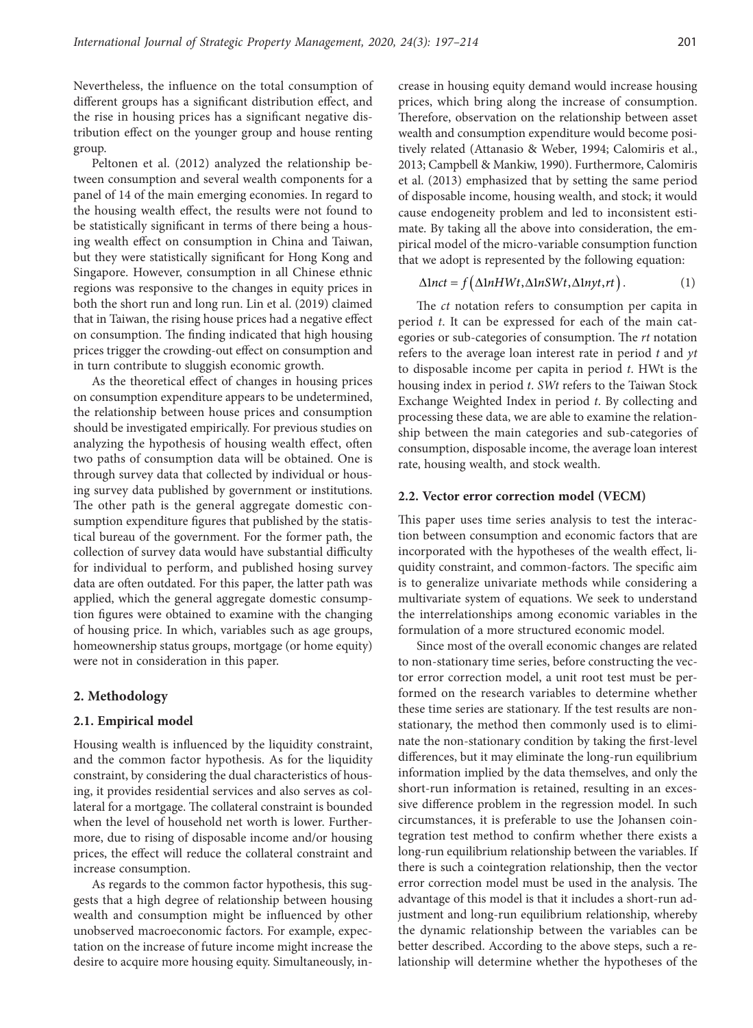Nevertheless, the influence on the total consumption of different groups has a significant distribution effect, and the rise in housing prices has a significant negative distribution effect on the younger group and house renting group.

Peltonen et al. (2012) analyzed the relationship between consumption and several wealth components for a panel of 14 of the main emerging economies. In regard to the housing wealth effect, the results were not found to be statistically significant in terms of there being a housing wealth effect on consumption in China and Taiwan, but they were statistically significant for Hong Kong and Singapore. However, consumption in all Chinese ethnic regions was responsive to the changes in equity prices in both the short run and long run. Lin et al. (2019) claimed that in Taiwan, the rising house prices had a negative effect on consumption. The finding indicated that high housing prices trigger the crowding-out effect on consumption and in turn contribute to sluggish economic growth.

As the theoretical effect of changes in housing prices on consumption expenditure appears to be undetermined, the relationship between house prices and consumption should be investigated empirically. For previous studies on analyzing the hypothesis of housing wealth effect, often two paths of consumption data will be obtained. One is through survey data that collected by individual or housing survey data published by government or institutions. The other path is the general aggregate domestic consumption expenditure figures that published by the statistical bureau of the government. For the former path, the collection of survey data would have substantial difficulty for individual to perform, and published hosing survey data are often outdated. For this paper, the latter path was applied, which the general aggregate domestic consumption figures were obtained to examine with the changing of housing price. In which, variables such as age groups, homeownership status groups, mortgage (or home equity) were not in consideration in this paper.

## 2. Methodology

### 2.1. Empirical model

Housing wealth is influenced by the liquidity constraint, and the common factor hypothesis. As for the liquidity constraint, by considering the dual characteristics of housing, it provides residential services and also serves as collateral for a mortgage. The collateral constraint is bounded when the level of household net worth is lower. Furthermore, due to rising of disposable income and/or housing prices, the effect will reduce the collateral constraint and increase consumption.

As regards to the common factor hypothesis, this suggests that a high degree of relationship between housing wealth and consumption might be influenced by other unobserved macroeconomic factors. For example, expectation on the increase of future income might increase the desire to acquire more housing equity. Simultaneously, increase in housing equity demand would increase housing prices, which bring along the increase of consumption. Therefore, observation on the relationship between asset wealth and consumption expenditure would become positively related (Attanasio & Weber, 1994; Calomiris et al., 2013; Campbell & Mankiw, 1990). Furthermore, Calomiris et al. (2013) emphasized that by setting the same period of disposable income, housing wealth, and stock; it would cause endogeneity problem and led to inconsistent estimate. By taking all the above into consideration, the empirical model of the micro-variable consumption function that we adopt is represented by the following equation:

$$\Delta 1nct = f\left(\Delta 1nHWt, \Delta 1nSWt, \Delta 1nyt, rt\right). \qquad (1)$$

The $ct$ notation refers to consumption per capita in period $t$. It can be expressed for each of the main categories or sub-categories of consumption. The $rt$ notation refers to the average loan interest rate in period $t$ and $yt$ to disposable income per capita in period $t$. HWt is the housing index in period $t$. $SWt$ refers to the Taiwan Stock Exchange Weighted Index in period $t$. By collecting and processing these data, we are able to examine the relationship between the main categories and sub-categories of consumption, disposable income, the average loan interest rate, housing wealth, and stock wealth.

### 2.2. Vector error correction model (VECM)

This paper uses time series analysis to test the interaction between consumption and economic factors that are incorporated with the hypotheses of the wealth effect, liquidity constraint, and common-factors. The specific aim is to generalize univariate methods while considering a multivariate system of equations. We seek to understand the interrelationships among economic variables in the formulation of a more structured economic model.

Since most of the overall economic changes are related to non-stationary time series, before constructing the vector error correction model, a unit root test must be performed on the research variables to determine whether these time series are stationary. If the test results are non-stationary, the method then commonly used is to eliminate the non-stationary condition by taking the first-level differences, but it may eliminate the long-run equilibrium information implied by the data themselves, and only the short-run information is retained, resulting in an excessive difference problem in the regression model. In such circumstances, it is preferable to use the Johansen cointegration test method to confirm whether there exists a long-run equilibrium relationship between the variables. If there is such a cointegration relationship, then the vector error correction model must be used in the analysis. The advantage of this model is that it includes a short-run adjustment and long-run equilibrium relationship, whereby the dynamic relationship between the variables can be better described. According to the above steps, such a relationship will determine whether the hypotheses of the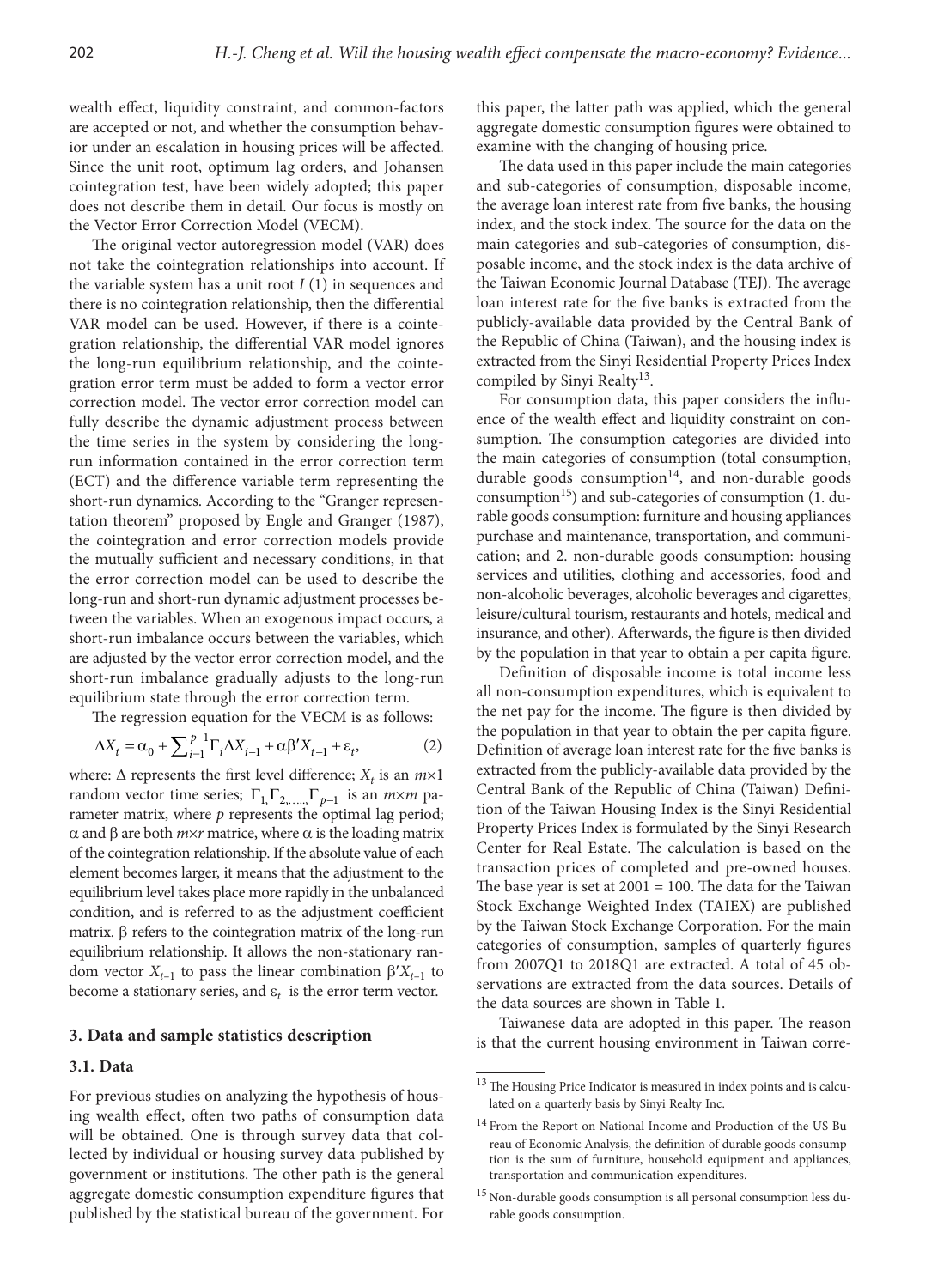wealth effect, liquidity constraint, and common-factors are accepted or not, and whether the consumption behavior under an escalation in housing prices will be affected. Since the unit root, optimum lag orders, and Johansen cointegration test, have been widely adopted; this paper does not describe them in detail. Our focus is mostly on the Vector Error Correction Model (VECM).

The original vector autoregression model (VAR) does not take the cointegration relationships into account. If the variable system has a unit root $I$ (1) in sequences and there is no cointegration relationship, then the differential VAR model can be used. However, if there is a cointegration relationship, the differential VAR model ignores the long-run equilibrium relationship, and the cointegration error term must be added to form a vector error correction model. The vector error correction model can fully describe the dynamic adjustment process between the time series in the system by considering the long-run information contained in the error correction term (ECT) and the difference variable term representing the short-run dynamics. According to the "Granger representation theorem" proposed by Engle and Granger (1987), the cointegration and error correction models provide the mutually sufficient and necessary conditions, in that the error correction model can be used to describe the long-run and short-run dynamic adjustment processes between the variables. When an exogenous impact occurs, a short-run imbalance occurs between the variables, which are adjusted by the vector error correction model, and the short-run imbalance gradually adjusts to the long-run equilibrium state through the error correction term.

The regression equation for the VECM is as follows:

$$\Delta X_t = \alpha_0 + \sum\nolimits_{i=1}^{p-1} \Gamma_i \Delta X_{i-1} + \alpha \beta' X_{t-1} + \varepsilon_t, \tag{2}$$

where: $\Delta$ represents the first level difference; $X_t$ is an $m{\times}1$ random vector time series; $\Gamma_1, \Gamma_2, \ldots, \Gamma_{p-1}$ is an $m{\times}m$ parameter matrix, where $p$ represents the optimal lag period; $\alpha$ and $\beta$ are both $m{\times}r$ matrice, where $\alpha$ is the loading matrix of the cointegration relationship. If the absolute value of each element becomes larger, it means that the adjustment to the equilibrium level takes place more rapidly in the unbalanced condition, and is referred to as the adjustment coefficient matrix. $\beta$ refers to the cointegration matrix of the long-run equilibrium relationship. It allows the non-stationary random vector $X_{t-1}$ to pass the linear combination $\beta' X_{t-1}$ to become a stationary series, and $\varepsilon_t$ is the error term vector.

## 3. Data and sample statistics description

### 3.1. Data

For previous studies on analyzing the hypothesis of housing wealth effect, often two paths of consumption data will be obtained. One is through survey data that collected by individual or housing survey data published by government or institutions. The other path is the general aggregate domestic consumption expenditure figures that published by the statistical bureau of the government. For this paper, the latter path was applied, which the general aggregate domestic consumption figures were obtained to examine with the changing of housing price.

The data used in this paper include the main categories and sub-categories of consumption, disposable income, the average loan interest rate from five banks, the housing index, and the stock index. The source for the data on the main categories and sub-categories of consumption, disposable income, and the stock index is the data archive of the Taiwan Economic Journal Database (TEJ). The average loan interest rate for the five banks is extracted from the publicly-available data provided by the Central Bank of the Republic of China (Taiwan), and the housing index is extracted from the Sinyi Residential Property Prices Index compiled by Sinyi Realty[13].

For consumption data, this paper considers the influence of the wealth effect and liquidity constraint on consumption. The consumption categories are divided into the main categories of consumption (total consumption, durable goods consumption[14], and non-durable goods consumption[15]) and sub-categories of consumption (1. durable goods consumption: furniture and housing appliances purchase and maintenance, transportation, and communication; and 2. non-durable goods consumption: housing services and utilities, clothing and accessories, food and non-alcoholic beverages, alcoholic beverages and cigarettes, leisure/cultural tourism, restaurants and hotels, medical and insurance, and other). Afterwards, the figure is then divided by the population in that year to obtain a per capita figure.

Definition of disposable income is total income less all non-consumption expenditures, which is equivalent to the net pay for the income. The figure is then divided by the population in that year to obtain the per capita figure. Definition of average loan interest rate for the five banks is extracted from the publicly-available data provided by the Central Bank of the Republic of China (Taiwan) Definition of the Taiwan Housing Index is the Sinyi Residential Property Prices Index is formulated by the Sinyi Research Center for Real Estate. The calculation is based on the transaction prices of completed and pre-owned houses. The base year is set at 2001 = 100. The data for the Taiwan Stock Exchange Weighted Index (TAIEX) are published by the Taiwan Stock Exchange Corporation. For the main categories of consumption, samples of quarterly figures from 2007Q1 to 2018Q1 are extracted. A total of 45 observations are extracted from the data sources. Details of the data sources are shown in Table 1.

Taiwanese data are adopted in this paper. The reason is that the current housing environment in Taiwan corre-

[13] The Housing Price Indicator is measured in index points and is calculated on a quarterly basis by Sinyi Realty Inc.

[14] From the Report on National Income and Production of the US Bureau of Economic Analysis, the definition of durable goods consumption is the sum of furniture, household equipment and appliances, transportation and communication expenditures.

[15] Non-durable goods consumption is all personal consumption less durable goods consumption.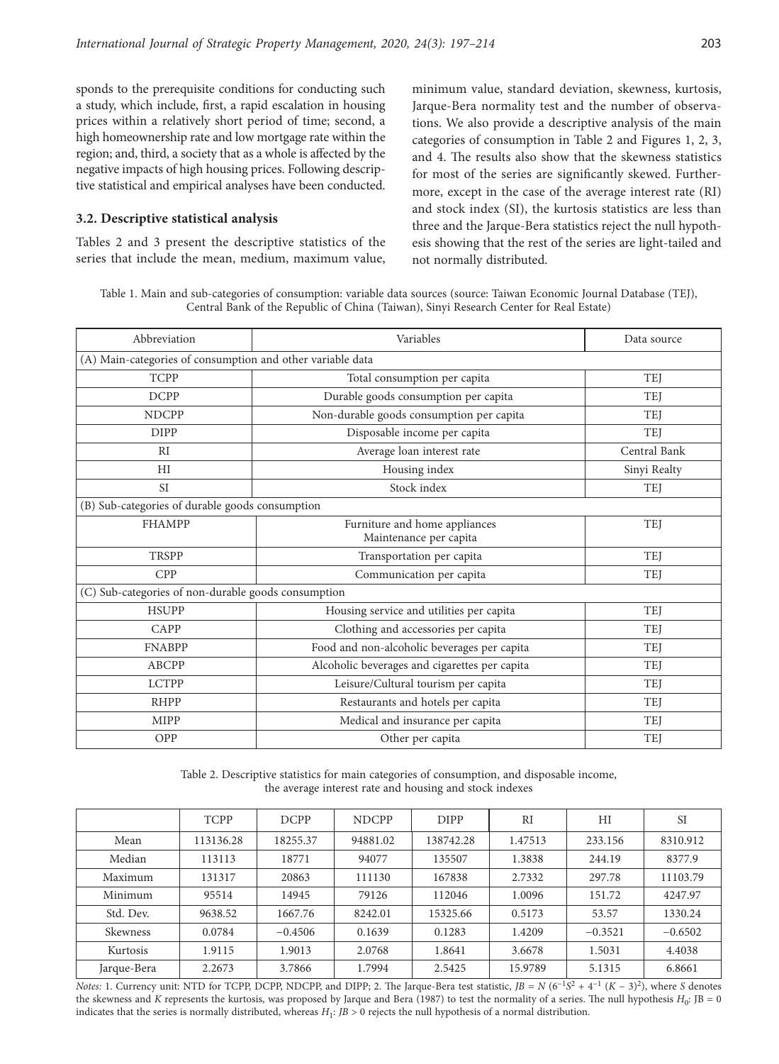sponds to the prerequisite conditions for conducting such a study, which include, first, a rapid escalation in housing prices within a relatively short period of time; second, a high homeownership rate and low mortgage rate within the region; and, third, a society that as a whole is affected by the negative impacts of high housing prices. Following descriptive statistical and empirical analyses have been conducted.

### 3.2. Descriptive statistical analysis

Tables 2 and 3 present the descriptive statistics of the series that include the mean, medium, maximum value, minimum value, standard deviation, skewness, kurtosis, Jarque-Bera normality test and the number of observations. We also provide a descriptive analysis of the main categories of consumption in Table 2 and Figures 1, 2, 3, and 4. The results also show that the skewness statistics for most of the series are significantly skewed. Furthermore, except in the case of the average interest rate (RI) and stock index (SI), the kurtosis statistics are less than three and the Jarque-Bera statistics reject the null hypothesis showing that the rest of the series are light-tailed and not normally distributed.

Table 1. Main and sub-categories of consumption: variable data sources (source: Taiwan Economic Journal Database (TEJ), Central Bank of the Republic of China (Taiwan), Sinyi Research Center for Real Estate)

| Abbreviation | Variables | Data source |
|---|---|---|
| (A) Main-categories of consumption and other variable data | | |
| TCPP | Total consumption per capita | TEJ |
| DCPP | Durable goods consumption per capita | TEJ |
| NDCPP | Non-durable goods consumption per capita | TEJ |
| DIPP | Disposable income per capita | TEJ |
| RI | Average loan interest rate | Central Bank |
| HI | Housing index | Sinyi Realty |
| SI | Stock index | TEJ |
| (B) Sub-categories of durable goods consumption | | |
| FHAMPP | Furniture and home appliances Maintenance per capita | TEJ |
| TRSPP | Transportation per capita | TEJ |
| CPP | Communication per capita | TEJ |
| (C) Sub-categories of non-durable goods consumption | | |
| HSUPP | Housing service and utilities per capita | TEJ |
| CAPP | Clothing and accessories per capita | TEJ |
| FNABPP | Food and non-alcoholic beverages per capita | TEJ |
| ABCPP | Alcoholic beverages and cigarettes per capita | TEJ |
| LCTPP | Leisure/Cultural tourism per capita | TEJ |
| RHPP | Restaurants and hotels per capita | TEJ |
| MIPP | Medical and insurance per capita | TEJ |
| OPP | Other per capita | TEJ |

Table 2. Descriptive statistics for main categories of consumption, and disposable income, the average interest rate and housing and stock indexes

| | TCPP | DCPP | NDCPP | DIPP | RI | HI | SI |
|---|---|---|---|---|---|---|---|
| Mean | 113136.28 | 18255.37 | 94881.02 | 138742.28 | 1.47513 | 233.156 | 8310.912 |
| Median | 113113 | 18771 | 94077 | 135507 | 1.3838 | 244.19 | 8377.9 |
| Maximum | 131317 | 20863 | 111130 | 167838 | 2.7332 | 297.78 | 11103.79 |
| Minimum | 95514 | 14945 | 79126 | 112046 | 1.0096 | 151.72 | 4247.97 |
| Std. Dev. | 9638.52 | 1667.76 | 8242.01 | 15325.66 | 0.5173 | 53.57 | 1330.24 |
| Skewness | 0.0784 | −0.4506 | 0.1639 | 0.1283 | 1.4209 | −0.3521 | −0.6502 |
| Kurtosis | 1.9115 | 1.9013 | 2.0768 | 1.8641 | 3.6678 | 1.5031 | 4.4038 |
| Jarque-Bera | 2.2673 | 3.7866 | 1.7994 | 2.5425 | 15.9789 | 5.1315 | 6.8661 |

*Notes:* 1. Currency unit: NTD for TCPP, DCPP, NDCPP, and DIPP; 2. The Jarque-Bera test statistic, $JB = N\,(6^{-1}S^2 + 4^{-1}\,(K-3)^2)$, where $S$ denotes the skewness and $K$ represents the kurtosis, was proposed by Jarque and Bera (1987) to test the normality of a series. The null hypothesis $H_0$: JB = 0 indicates that the series is normally distributed, whereas $H_1$: $JB > 0$ rejects the null hypothesis of a normal distribution.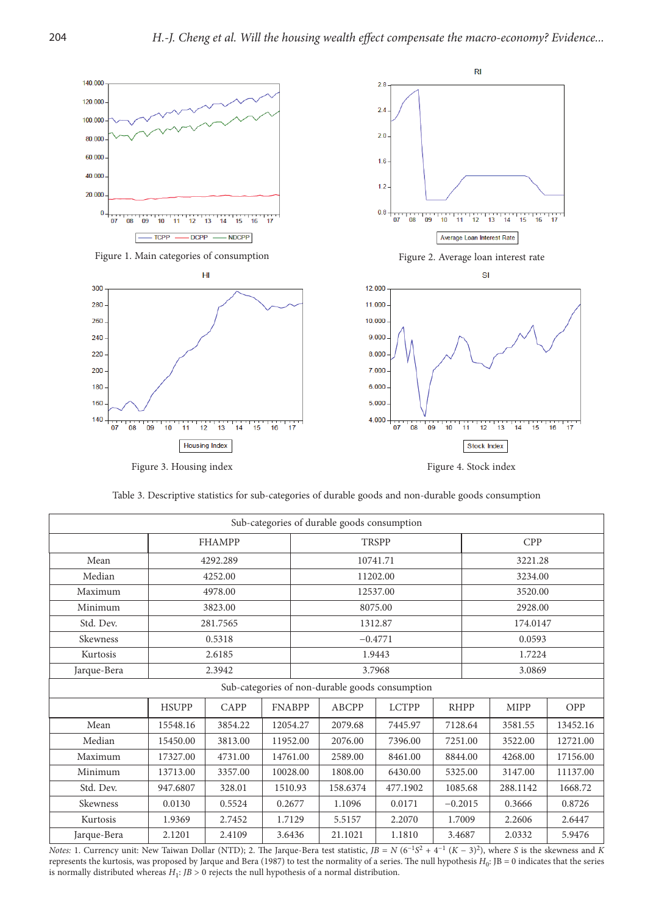Figure 1. Main categories of consumption

Figure 2. Average loan interest rate

Figure 3. Housing index

Figure 4. Stock index

Table 3. Descriptive statistics for sub-categories of durable goods and non-durable goods consumption

| Sub-categories of durable goods consumption | | | |
|---|---|---|---|
| | FHAMPP | TRSPP | CPP |
| Mean | 4292.289 | 10741.71 | 3221.28 |
| Median | 4252.00 | 11202.00 | 3234.00 |
| Maximum | 4978.00 | 12537.00 | 3520.00 |
| Minimum | 3823.00 | 8075.00 | 2928.00 |
| Std. Dev. | 281.7565 | 1312.87 | 174.0147 |
| Skewness | 0.5318 | −0.4771 | 0.0593 |
| Kurtosis | 2.6185 | 1.9443 | 1.7224 |
| Jarque-Bera | 2.3942 | 3.7968 | 3.0869 |

| Sub-categories of non-durable goods consumption | | | | | | | | |
|---|---|---|---|---|---|---|---|---|
| | HSUPP | CAPP | FNABPP | ABCPP | LCTPP | RHPP | MIPP | OPP |
| Mean | 15548.16 | 3854.22 | 12054.27 | 2079.68 | 7445.97 | 7128.64 | 3581.55 | 13452.16 |
| Median | 15450.00 | 3813.00 | 11952.00 | 2076.00 | 7396.00 | 7251.00 | 3522.00 | 12721.00 |
| Maximum | 17327.00 | 4731.00 | 14761.00 | 2589.00 | 8461.00 | 8844.00 | 4268.00 | 17156.00 |
| Minimum | 13713.00 | 3357.00 | 10028.00 | 1808.00 | 6430.00 | 5325.00 | 3147.00 | 11137.00 |
| Std. Dev. | 947.6807 | 328.01 | 1510.93 | 158.6374 | 477.1902 | 1085.68 | 288.1142 | 1668.72 |
| Skewness | 0.0130 | 0.5524 | 0.2677 | 1.1096 | 0.0171 | −0.2015 | 0.3666 | 0.8726 |
| Kurtosis | 1.9369 | 2.7452 | 1.7129 | 5.5157 | 2.2070 | 1.7009 | 2.2606 | 2.6447 |
| Jarque-Bera | 2.1201 | 2.4109 | 3.6436 | 21.1021 | 1.1810 | 3.4687 | 2.0332 | 5.9476 |

*Notes:* 1. Currency unit: New Taiwan Dollar (NTD); 2. The Jarque-Bera test statistic, $JB = N\,(6^{-1}S^2 + 4^{-1}\,(K-3)^2)$, where $S$ is the skewness and $K$ represents the kurtosis, was proposed by Jarque and Bera (1987) to test the normality of a series. The null hypothesis $H_0$: JB = 0 indicates that the series is normally distributed whereas $H_1$: $JB > 0$ rejects the null hypothesis of a normal distribution.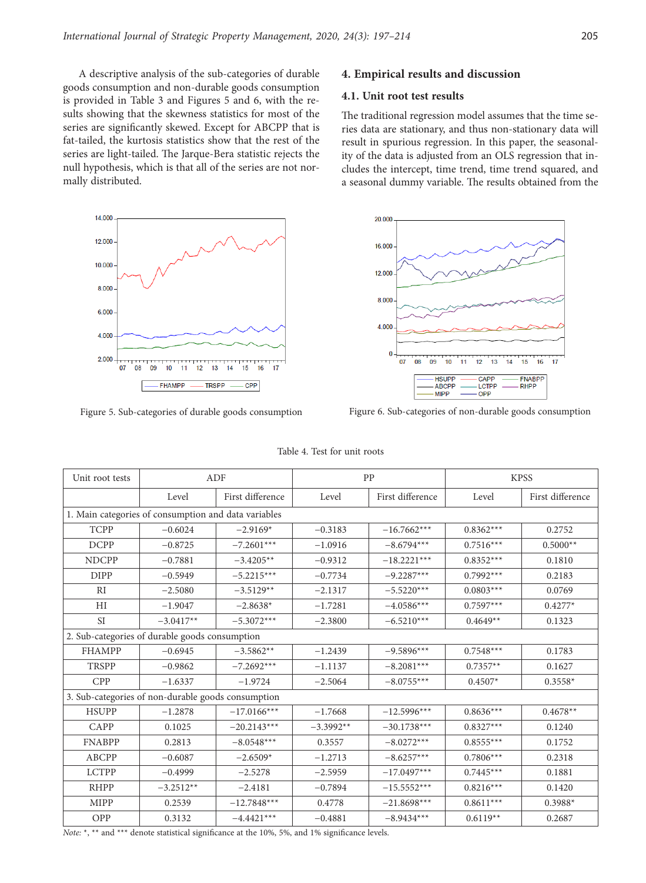A descriptive analysis of the sub-categories of durable goods consumption and non-durable goods consumption is provided in Table 3 and Figures 5 and 6, with the results showing that the skewness statistics for most of the series are significantly skewed. Except for ABCPP that is fat-tailed, the kurtosis statistics show that the rest of the series are light-tailed. The Jarque-Bera statistic rejects the null hypothesis, which is that all of the series are not normally distributed.

Figure 5. Sub-categories of durable goods consumption

## 4. Empirical results and discussion

### 4.1. Unit root test results

The traditional regression model assumes that the time series data are stationary, and thus non-stationary data will result in spurious regression. In this paper, the seasonality of the data is adjusted from an OLS regression that includes the intercept, time trend, time trend squared, and a seasonal dummy variable. The results obtained from the

Figure 6. Sub-categories of non-durable goods consumption

Table 4. Test for unit roots

| Unit root tests | ADF | | PP | | KPSS | |
|---|---|---|---|---|---|---|
| | Level | First difference | Level | First difference | Level | First difference |
| 1. Main categories of consumption and data variables | | | | | | |
| TCPP | −0.6024 | −2.9169* | −0.3183 | −16.7662*** | 0.8362*** | 0.2752 |
| DCPP | −0.8725 | −7.2601*** | −1.0916 | −8.6794*** | 0.7516*** | 0.5000** |
| NDCPP | −0.7881 | −3.4205** | −0.9312 | −18.2221*** | 0.8352*** | 0.1810 |
| DIPP | −0.5949 | −5.2215*** | −0.7734 | −9.2287*** | 0.7992*** | 0.2183 |
| RI | −2.5080 | −3.5129** | −2.1317 | −5.5220*** | 0.0803*** | 0.0769 |
| HI | −1.9047 | −2.8638* | −1.7281 | −4.0586*** | 0.7597*** | 0.4277* |
| SI | −3.0417** | −5.3072*** | −2.3800 | −6.5210*** | 0.4649** | 0.1323 |
| 2. Sub-categories of durable goods consumption | | | | | | |
| FHAMPP | −0.6945 | −3.5862** | −1.2439 | −9.5896*** | 0.7548*** | 0.1783 |
| TRSPP | −0.9862 | −7.2692*** | −1.1137 | −8.2081*** | 0.7357** | 0.1627 |
| CPP | −1.6337 | −1.9724 | −2.5064 | −8.0755*** | 0.4507* | 0.3558* |
| 3. Sub-categories of non-durable goods consumption | | | | | | |
| HSUPP | −1.2878 | −17.0166*** | −1.7668 | −12.5996*** | 0.8636*** | 0.4678** |
| CAPP | 0.1025 | −20.2143*** | −3.3992** | −30.1738*** | 0.8327*** | 0.1240 |
| FNABPP | 0.2813 | −8.0548*** | 0.3557 | −8.0272*** | 0.8555*** | 0.1752 |
| ABCPP | −0.6087 | −2.6509* | −1.2713 | −8.6257*** | 0.7806*** | 0.2318 |
| LCTPP | −0.4999 | −2.5278 | −2.5959 | −17.0497*** | 0.7445*** | 0.1881 |
| RHPP | −3.2512** | −2.4181 | −0.7894 | −15.5552*** | 0.8216*** | 0.1420 |
| MIPP | 0.2539 | −12.7848*** | 0.4778 | −21.8698*** | 0.8611*** | 0.3988* |
| OPP | 0.3132 | −4.4421*** | −0.4881 | −8.9434*** | 0.6119** | 0.2687 |

*Note:* *, ** and *** denote statistical significance at the 10%, 5%, and 1% significance levels.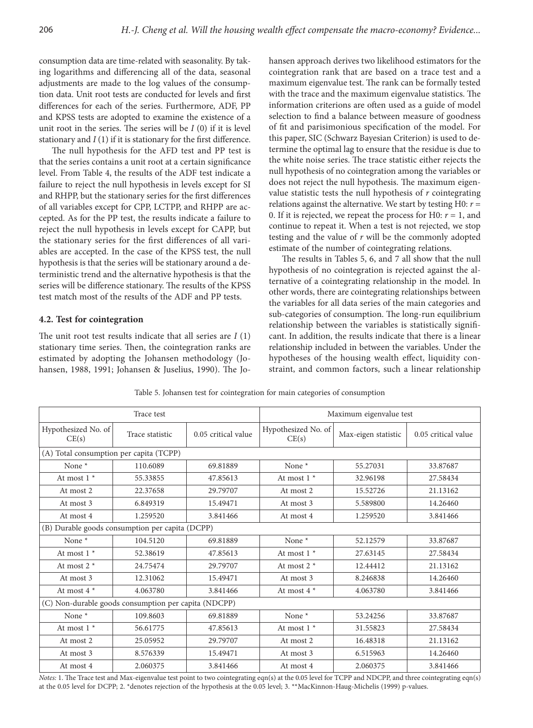consumption data are time-related with seasonality. By taking logarithms and differencing all of the data, seasonal adjustments are made to the log values of the consumption data. Unit root tests are conducted for levels and first differences for each of the series. Furthermore, ADF, PP and KPSS tests are adopted to examine the existence of a unit root in the series. The series will be $I$ (0) if it is level stationary and $I$ (1) if it is stationary for the first difference.

The null hypothesis for the AFD test and PP test is that the series contains a unit root at a certain significance level. From Table 4, the results of the ADF test indicate a failure to reject the null hypothesis in levels except for SI and RHPP, but the stationary series for the first differences of all variables except for CPP, LCTPP, and RHPP are accepted. As for the PP test, the results indicate a failure to reject the null hypothesis in levels except for CAPP, but the stationary series for the first differences of all variables are accepted. In the case of the KPSS test, the null hypothesis is that the series will be stationary around a deterministic trend and the alternative hypothesis is that the series will be difference stationary. The results of the KPSS test match most of the results of the ADF and PP tests.

### 4.2. Test for cointegration

The unit root test results indicate that all series are $I$ (1) stationary time series. Then, the cointegration ranks are estimated by adopting the Johansen methodology (Johansen, 1988, 1991; Johansen & Juselius, 1990). The Johansen approach derives two likelihood estimators for the cointegration rank that are based on a trace test and a maximum eigenvalue test. The rank can be formally tested with the trace and the maximum eigenvalue statistics. The information criterions are often used as a guide of model selection to find a balance between measure of goodness of fit and parisimonious specification of the model. For this paper, SIC (Schwarz Bayesian Criterion) is used to determine the optimal lag to ensure that the residue is due to the white noise series. The trace statistic either rejects the null hypothesis of no cointegration among the variables or does not reject the null hypothesis. The maximum eigenvalue statistic tests the null hypothesis of $r$ cointegrating relations against the alternative. We start by testing H0: $r = 0$. If it is rejected, we repeat the process for H0: $r = 1$, and continue to repeat it. When a test is not rejected, we stop testing and the value of $r$ will be the commonly adopted estimate of the number of cointegrating relations.

The results in Tables 5, 6, and 7 all show that the null hypothesis of no cointegration is rejected against the alternative of a cointegrating relationship in the model. In other words, there are cointegrating relationships between the variables for all data series of the main categories and sub-categories of consumption. The long-run equilibrium relationship between the variables is statistically significant. In addition, the results indicate that there is a linear relationship included in between the variables. Under the hypotheses of the housing wealth effect, liquidity constraint, and common factors, such a linear relationship

Table 5. Johansen test for cointegration for main categories of consumption

| Trace test | | | Maximum eigenvalue test | | |
|---|---|---|---|---|---|
| Hypothesized No. of CE(s) | Trace statistic | 0.05 critical value | Hypothesized No. of CE(s) | Max-eigen statistic | 0.05 critical value |
| (A) Total consumption per capita (TCPP) | | | | | |
| None * | 110.6089 | 69.81889 | None * | 55.27031 | 33.87687 |
| At most 1 * | 55.33855 | 47.85613 | At most 1 * | 32.96198 | 27.58434 |
| At most 2 | 22.37658 | 29.79707 | At most 2 | 15.52726 | 21.13162 |
| At most 3 | 6.849319 | 15.49471 | At most 3 | 5.589800 | 14.26460 |
| At most 4 | 1.259520 | 3.841466 | At most 4 | 1.259520 | 3.841466 |
| (B) Durable goods consumption per capita (DCPP) | | | | | |
| None * | 104.5120 | 69.81889 | None * | 52.12579 | 33.87687 |
| At most 1 * | 52.38619 | 47.85613 | At most 1 * | 27.63145 | 27.58434 |
| At most 2 * | 24.75474 | 29.79707 | At most 2 * | 12.44412 | 21.13162 |
| At most 3 | 12.31062 | 15.49471 | At most 3 | 8.246838 | 14.26460 |
| At most 4 * | 4.063780 | 3.841466 | At most 4 * | 4.063780 | 3.841466 |
| (C) Non-durable goods consumption per capita (NDCPP) | | | | | |
| None * | 109.8603 | 69.81889 | None * | 53.24256 | 33.87687 |
| At most 1 * | 56.61775 | 47.85613 | At most 1 * | 31.55823 | 27.58434 |
| At most 2 | 25.05952 | 29.79707 | At most 2 | 16.48318 | 21.13162 |
| At most 3 | 8.576339 | 15.49471 | At most 3 | 6.515963 | 14.26460 |
| At most 4 | 2.060375 | 3.841466 | At most 4 | 2.060375 | 3.841466 |

*Notes:* 1. The Trace test and Max-eigenvalue test point to two cointegrating eqn(s) at the 0.05 level for TCPP and NDCPP, and three cointegrating eqn(s) at the 0.05 level for DCPP; 2. *denotes rejection of the hypothesis at the 0.05 level; 3. **MacKinnon-Haug-Michelis (1999) p-values.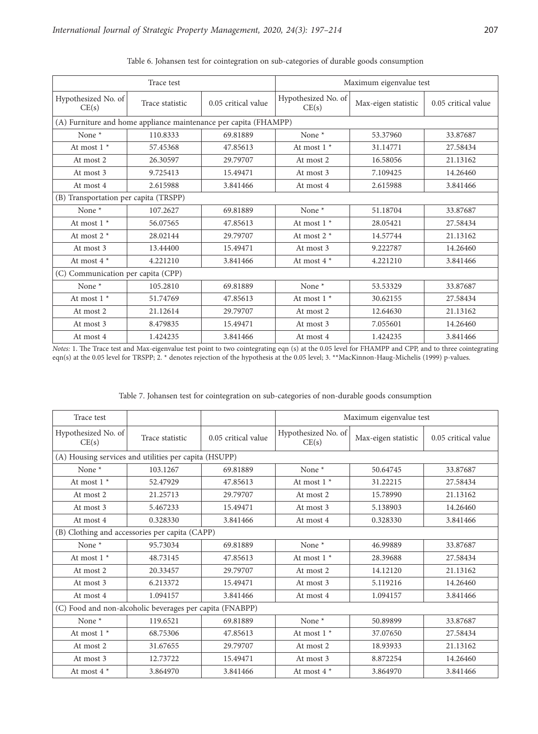Table 6. Johansen test for cointegration on sub-categories of durable goods consumption

| Trace test | | | Maximum eigenvalue test | | |
|---|---|---|---|---|---|
| Hypothesized No. of CE(s) | Trace statistic | 0.05 critical value | Hypothesized No. of CE(s) | Max-eigen statistic | 0.05 critical value |
| (A) Furniture and home appliance maintenance per capita (FHAMPP) | | | | | |
| None * | 110.8333 | 69.81889 | None * | 53.37960 | 33.87687 |
| At most 1 * | 57.45368 | 47.85613 | At most 1 * | 31.14771 | 27.58434 |
| At most 2 | 26.30597 | 29.79707 | At most 2 | 16.58056 | 21.13162 |
| At most 3 | 9.725413 | 15.49471 | At most 3 | 7.109425 | 14.26460 |
| At most 4 | 2.615988 | 3.841466 | At most 4 | 2.615988 | 3.841466 |
| (B) Transportation per capita (TRSPP) | | | | | |
| None * | 107.2627 | 69.81889 | None * | 51.18704 | 33.87687 |
| At most 1 * | 56.07565 | 47.85613 | At most 1 * | 28.05421 | 27.58434 |
| At most 2 * | 28.02144 | 29.79707 | At most 2 * | 14.57744 | 21.13162 |
| At most 3 | 13.44400 | 15.49471 | At most 3 | 9.222787 | 14.26460 |
| At most 4 * | 4.221210 | 3.841466 | At most 4 * | 4.221210 | 3.841466 |
| (C) Communication per capita (CPP) | | | | | |
| None * | 105.2810 | 69.81889 | None * | 53.53329 | 33.87687 |
| At most 1 * | 51.74769 | 47.85613 | At most 1 * | 30.62155 | 27.58434 |
| At most 2 | 21.12614 | 29.79707 | At most 2 | 12.64630 | 21.13162 |
| At most 3 | 8.479835 | 15.49471 | At most 3 | 7.055601 | 14.26460 |
| At most 4 | 1.424235 | 3.841466 | At most 4 | 1.424235 | 3.841466 |

*Notes:* 1. The Trace test and Max-eigenvalue test point to two cointegrating eqn (s) at the 0.05 level for FHAMPP and CPP, and to three cointegrating eqn(s) at the 0.05 level for TRSPP; 2. * denotes rejection of the hypothesis at the 0.05 level; 3. **MacKinnon-Haug-Michelis (1999) p-values.

Table 7. Johansen test for cointegration on sub-categories of non-durable goods consumption

| Trace test | | | Maximum eigenvalue test | | |
|---|---|---|---|---|---|
| Hypothesized No. of CE(s) | Trace statistic | 0.05 critical value | Hypothesized No. of CE(s) | Max-eigen statistic | 0.05 critical value |
| (A) Housing services and utilities per capita (HSUPP) | | | | | |
| None * | 103.1267 | 69.81889 | None * | 50.64745 | 33.87687 |
| At most 1 * | 52.47929 | 47.85613 | At most 1 * | 31.22215 | 27.58434 |
| At most 2 | 21.25713 | 29.79707 | At most 2 | 15.78990 | 21.13162 |
| At most 3 | 5.467233 | 15.49471 | At most 3 | 5.138903 | 14.26460 |
| At most 4 | 0.328330 | 3.841466 | At most 4 | 0.328330 | 3.841466 |
| (B) Clothing and accessories per capita (CAPP) | | | | | |
| None * | 95.73034 | 69.81889 | None * | 46.99889 | 33.87687 |
| At most 1 * | 48.73145 | 47.85613 | At most 1 * | 28.39688 | 27.58434 |
| At most 2 | 20.33457 | 29.79707 | At most 2 | 14.12120 | 21.13162 |
| At most 3 | 6.213372 | 15.49471 | At most 3 | 5.119216 | 14.26460 |
| At most 4 | 1.094157 | 3.841466 | At most 4 | 1.094157 | 3.841466 |
| (C) Food and non-alcoholic beverages per capita (FNABPP) | | | | | |
| None * | 119.6521 | 69.81889 | None * | 50.89899 | 33.87687 |
| At most 1 * | 68.75306 | 47.85613 | At most 1 * | 37.07650 | 27.58434 |
| At most 2 | 31.67655 | 29.79707 | At most 2 | 18.93933 | 21.13162 |
| At most 3 | 12.73722 | 15.49471 | At most 3 | 8.872254 | 14.26460 |
| At most 4 * | 3.864970 | 3.841466 | At most 4 * | 3.864970 | 3.841466 |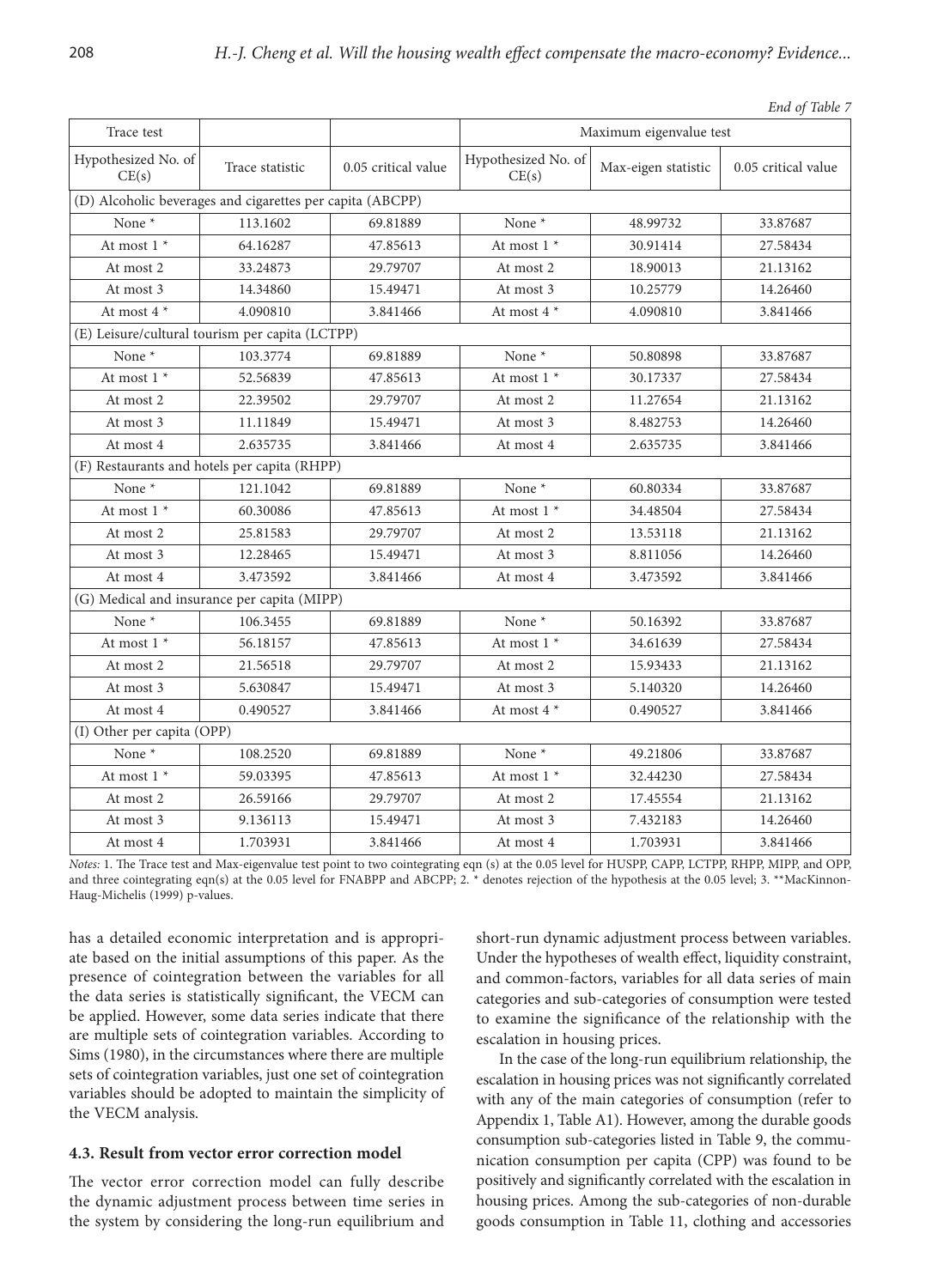*End of Table 7*

| Trace test | | | Maximum eigenvalue test | | |
|---|---|---|---|---|---|
| Hypothesized No. of CE(s) | Trace statistic | 0.05 critical value | Hypothesized No. of CE(s) | Max-eigen statistic | 0.05 critical value |
| (D) Alcoholic beverages and cigarettes per capita (ABCPP) | | | | | |
| None * | 113.1602 | 69.81889 | None * | 48.99732 | 33.87687 |
| At most 1 * | 64.16287 | 47.85613 | At most 1 * | 30.91414 | 27.58434 |
| At most 2 | 33.24873 | 29.79707 | At most 2 | 18.90013 | 21.13162 |
| At most 3 | 14.34860 | 15.49471 | At most 3 | 10.25779 | 14.26460 |
| At most 4 * | 4.090810 | 3.841466 | At most 4 * | 4.090810 | 3.841466 |
| (E) Leisure/cultural tourism per capita (LCTPP) | | | | | |
| None * | 103.3774 | 69.81889 | None * | 50.80898 | 33.87687 |
| At most 1 * | 52.56839 | 47.85613 | At most 1 * | 30.17337 | 27.58434 |
| At most 2 | 22.39502 | 29.79707 | At most 2 | 11.27654 | 21.13162 |
| At most 3 | 11.11849 | 15.49471 | At most 3 | 8.482753 | 14.26460 |
| At most 4 | 2.635735 | 3.841466 | At most 4 | 2.635735 | 3.841466 |
| (F) Restaurants and hotels per capita (RHPP) | | | | | |
| None * | 121.1042 | 69.81889 | None * | 60.80334 | 33.87687 |
| At most 1 * | 60.30086 | 47.85613 | At most 1 * | 34.48504 | 27.58434 |
| At most 2 | 25.81583 | 29.79707 | At most 2 | 13.53118 | 21.13162 |
| At most 3 | 12.28465 | 15.49471 | At most 3 | 8.811056 | 14.26460 |
| At most 4 | 3.473592 | 3.841466 | At most 4 | 3.473592 | 3.841466 |
| (G) Medical and insurance per capita (MIPP) | | | | | |
| None * | 106.3455 | 69.81889 | None * | 50.16392 | 33.87687 |
| At most 1 * | 56.18157 | 47.85613 | At most 1 * | 34.61639 | 27.58434 |
| At most 2 | 21.56518 | 29.79707 | At most 2 | 15.93433 | 21.13162 |
| At most 3 | 5.630847 | 15.49471 | At most 3 | 5.140320 | 14.26460 |
| At most 4 | 0.490527 | 3.841466 | At most 4 * | 0.490527 | 3.841466 |
| (I) Other per capita (OPP) | | | | | |
| None * | 108.2520 | 69.81889 | None * | 49.21806 | 33.87687 |
| At most 1 * | 59.03395 | 47.85613 | At most 1 * | 32.44230 | 27.58434 |
| At most 2 | 26.59166 | 29.79707 | At most 2 | 17.45554 | 21.13162 |
| At most 3 | 9.136113 | 15.49471 | At most 3 | 7.432183 | 14.26460 |
| At most 4 | 1.703931 | 3.841466 | At most 4 | 1.703931 | 3.841466 |

*Notes:* 1. The Trace test and Max-eigenvalue test point to two cointegrating eqn (s) at the 0.05 level for HUSPP, CAPP, LCTPP, RHPP, MIPP, and OPP, and three cointegrating eqn(s) at the 0.05 level for FNABPP and ABCPP; 2. * denotes rejection of the hypothesis at the 0.05 level; 3. **MacKinnon-Haug-Michelis (1999) p-values.

has a detailed economic interpretation and is appropriate based on the initial assumptions of this paper. As the presence of cointegration between the variables for all the data series is statistically significant, the VECM can be applied. However, some data series indicate that there are multiple sets of cointegration variables. According to Sims (1980), in the circumstances where there are multiple sets of cointegration variables, just one set of cointegration variables should be adopted to maintain the simplicity of the VECM analysis.

### 4.3. Result from vector error correction model

The vector error correction model can fully describe the dynamic adjustment process between time series in the system by considering the long-run equilibrium and short-run dynamic adjustment process between variables. Under the hypotheses of wealth effect, liquidity constraint, and common-factors, variables for all data series of main categories and sub-categories of consumption were tested to examine the significance of the relationship with the escalation in housing prices.

In the case of the long-run equilibrium relationship, the escalation in housing prices was not significantly correlated with any of the main categories of consumption (refer to Appendix 1, Table A1). However, among the durable goods consumption sub-categories listed in Table 9, the communication consumption per capita (CPP) was found to be positively and significantly correlated with the escalation in housing prices. Among the sub-categories of non-durable goods consumption in Table 11, clothing and accessories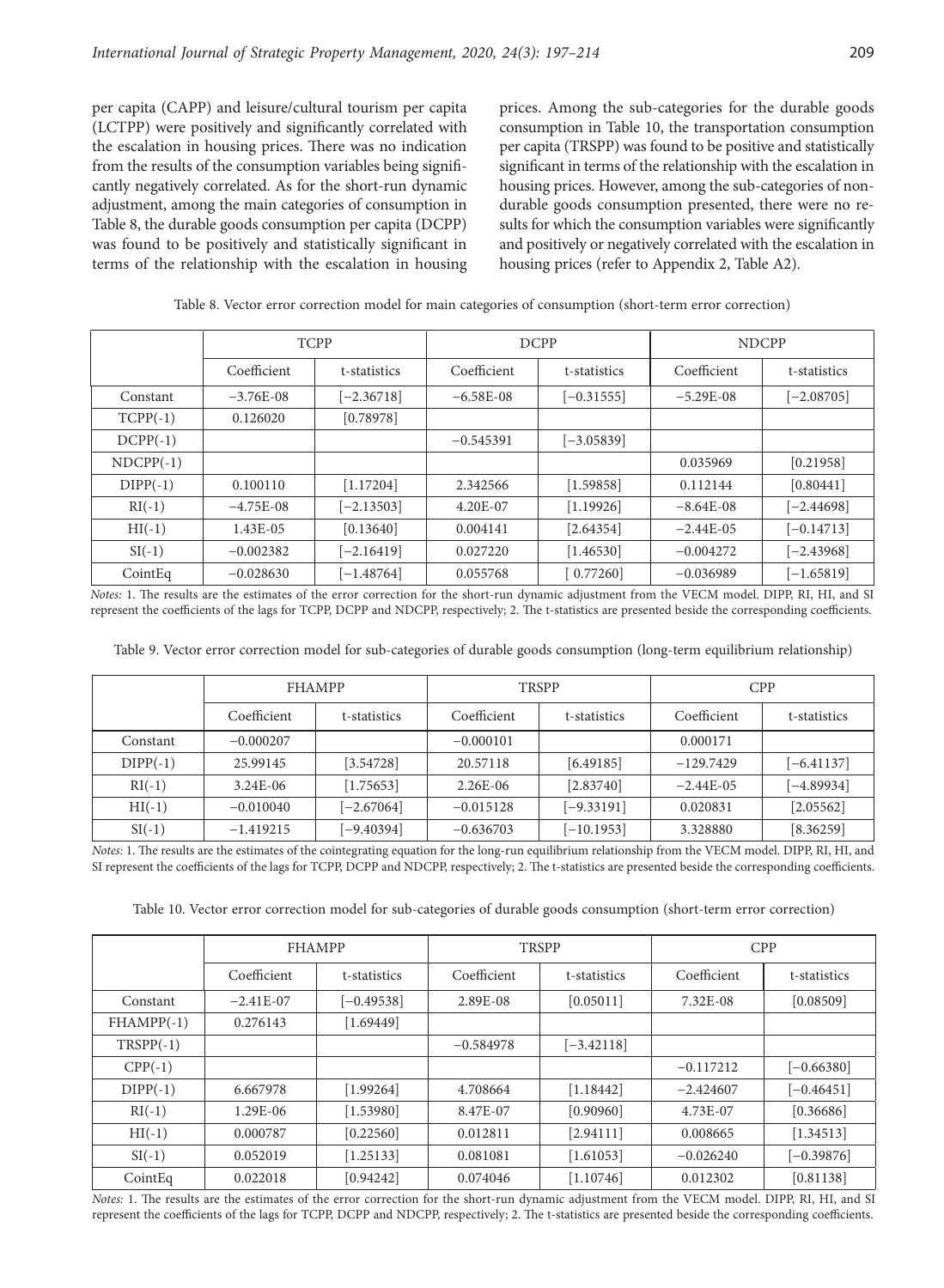per capita (CAPP) and leisure/cultural tourism per capita (LCTPP) were positively and significantly correlated with the escalation in housing prices. There was no indication from the results of the consumption variables being significantly negatively correlated. As for the short-run dynamic adjustment, among the main categories of consumption in Table 8, the durable goods consumption per capita (DCPP) was found to be positively and statistically significant in terms of the relationship with the escalation in housing prices. Among the sub-categories for the durable goods consumption in Table 10, the transportation consumption per capita (TRSPP) was found to be positive and statistically significant in terms of the relationship with the escalation in housing prices. However, among the sub-categories of non-durable goods consumption presented, there were no results for which the consumption variables were significantly and positively or negatively correlated with the escalation in housing prices (refer to Appendix 2, Table A2).

Table 8. Vector error correction model for main categories of consumption (short-term error correction)

| | TCPP | | DCPP | | NDCPP | |
|---|---|---|---|---|---|---|
| | Coefficient | t-statistics | Coefficient | t-statistics | Coefficient | t-statistics |
| Constant | −3.76E-08 | [−2.36718] | −6.58E-08 | [−0.31555] | −5.29E-08 | [−2.08705] |
| TCPP(-1) | 0.126020 | [0.78978] | | | | |
| DCPP(-1) | | | −0.545391 | [−3.05839] | | |
| NDCPP(-1) | | | | | 0.035969 | [0.21958] |
| DIPP(-1) | 0.100110 | [1.17204] | 2.342566 | [1.59858] | 0.112144 | [0.80441] |
| RI(-1) | −4.75E-08 | [−2.13503] | 4.20E-07 | [1.19926] | −8.64E-08 | [−2.44698] |
| HI(-1) | 1.43E-05 | [0.13640] | 0.004141 | [2.64354] | −2.44E-05 | [−0.14713] |
| SI(-1) | −0.002382 | [−2.16419] | 0.027220 | [1.46530] | −0.004272 | [−2.43968] |
| CointEq | −0.028630 | [−1.48764] | 0.055768 | [ 0.77260] | −0.036989 | [−1.65819] |

*Notes:* 1. The results are the estimates of the error correction for the short-run dynamic adjustment from the VECM model. DIPP, RI, HI, and SI represent the coefficients of the lags for TCPP, DCPP and NDCPP, respectively; 2. The t-statistics are presented beside the corresponding coefficients.

Table 9. Vector error correction model for sub-categories of durable goods consumption (long-term equilibrium relationship)

| | FHAMPP | | TRSPP | | CPP | |
|---|---|---|---|---|---|---|
| | Coefficient | t-statistics | Coefficient | t-statistics | Coefficient | t-statistics |
| Constant | −0.000207 | | −0.000101 | | 0.000171 | |
| DIPP(-1) | 25.99145 | [3.54728] | 20.57118 | [6.49185] | −129.7429 | [−6.41137] |
| RI(-1) | 3.24E-06 | [1.75653] | 2.26E-06 | [2.83740] | −2.44E-05 | [−4.89934] |
| HI(-1) | −0.010040 | [−2.67064] | −0.015128 | [−9.33191] | 0.020831 | [2.05562] |
| SI(-1) | −1.419215 | [−9.40394] | −0.636703 | [−10.1953] | 3.328880 | [8.36259] |

*Notes:* 1. The results are the estimates of the cointegrating equation for the long-run equilibrium relationship from the VECM model. DIPP, RI, HI, and SI represent the coefficients of the lags for TCPP, DCPP and NDCPP, respectively; 2. The t-statistics are presented beside the corresponding coefficients.

Table 10. Vector error correction model for sub-categories of durable goods consumption (short-term error correction)

| | FHAMPP | | TRSPP | | CPP | |
|---|---|---|---|---|---|---|
| | Coefficient | t-statistics | Coefficient | t-statistics | Coefficient | t-statistics |
| Constant | −2.41E-07 | [−0.49538] | 2.89E-08 | [0.05011] | 7.32E-08 | [0.08509] |
| FHAMPP(-1) | 0.276143 | [1.69449] | | | | |
| TRSPP(-1) | | | −0.584978 | [−3.42118] | | |
| CPP(-1) | | | | | −0.117212 | [−0.66380] |
| DIPP(-1) | 6.667978 | [1.99264] | 4.708664 | [1.18442] | −2.424607 | [−0.46451] |
| RI(-1) | 1.29E-06 | [1.53980] | 8.47E-07 | [0.90960] | 4.73E-07 | [0.36686] |
| HI(-1) | 0.000787 | [0.22560] | 0.012811 | [2.94111] | 0.008665 | [1.34513] |
| SI(-1) | 0.052019 | [1.25133] | 0.081081 | [1.61053] | −0.026240 | [−0.39876] |
| CointEq | 0.022018 | [0.94242] | 0.074046 | [1.10746] | 0.012302 | [0.81138] |

*Notes:* 1. The results are the estimates of the error correction for the short-run dynamic adjustment from the VECM model. DIPP, RI, HI, and SI represent the coefficients of the lags for TCPP, DCPP and NDCPP, respectively; 2. The t-statistics are presented beside the corresponding coefficients.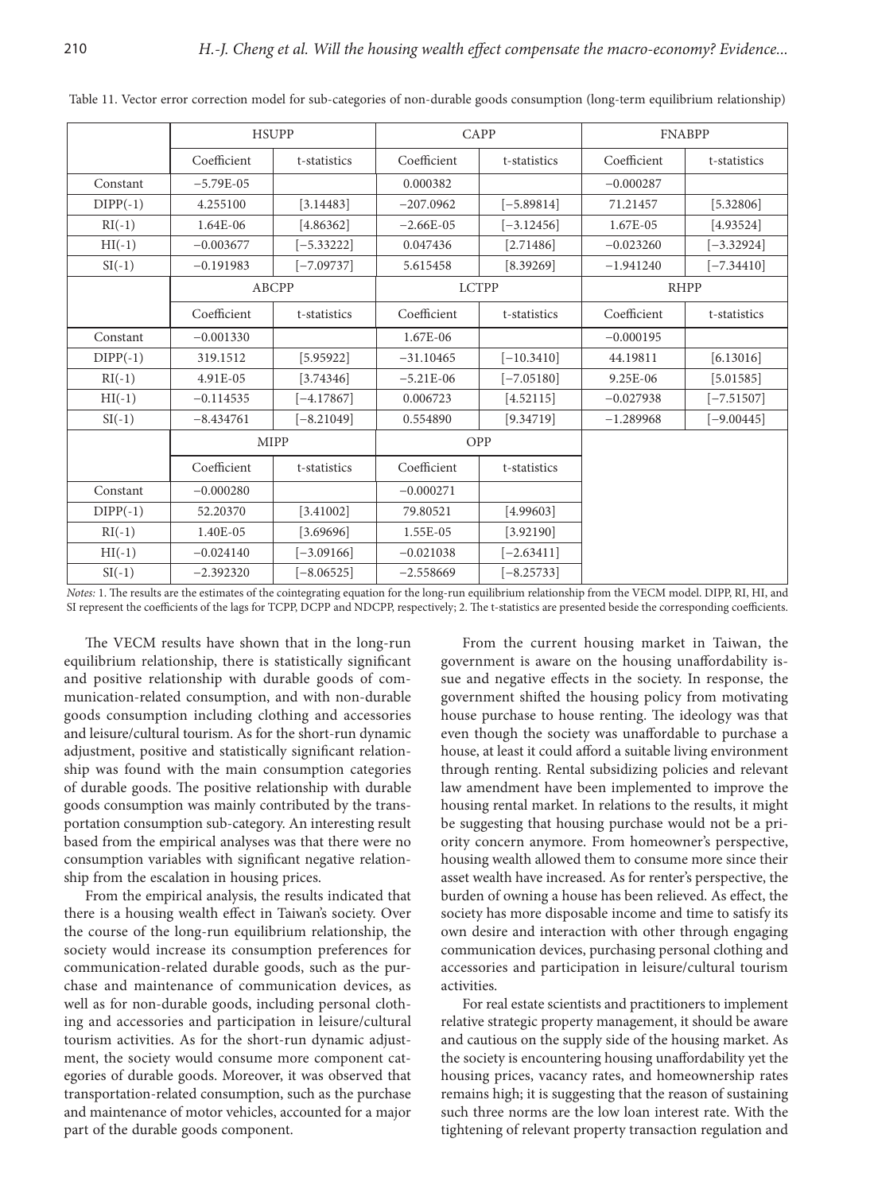Table 11. Vector error correction model for sub-categories of non-durable goods consumption (long-term equilibrium relationship)

| | HSUPP | | CAPP | | FNABPP | |
|---|---|---|---|---|---|---|
| | Coefficient | t-statistics | Coefficient | t-statistics | Coefficient | t-statistics |
| Constant | −5.79E-05 | | 0.000382 | | −0.000287 | |
| DIPP(-1) | 4.255100 | [3.14483] | −207.0962 | [−5.89814] | 71.21457 | [5.32806] |
| RI(-1) | 1.64E-06 | [4.86362] | −2.66E-05 | [−3.12456] | 1.67E-05 | [4.93524] |
| HI(-1) | −0.003677 | [−5.33222] | 0.047436 | [2.71486] | −0.023260 | [−3.32924] |
| SI(-1) | −0.191983 | [−7.09737] | 5.615458 | [8.39269] | −1.941240 | [−7.34410] |
| | ABCPP | | LCTPP | | RHPP | |
| | Coefficient | t-statistics | Coefficient | t-statistics | Coefficient | t-statistics |
| Constant | −0.001330 | | 1.67E-06 | | −0.000195 | |
| DIPP(-1) | 319.1512 | [5.95922] | −31.10465 | [−10.3410] | 44.19811 | [6.13016] |
| RI(-1) | 4.91E-05 | [3.74346] | −5.21E-06 | [−7.05180] | 9.25E-06 | [5.01585] |
| HI(-1) | −0.114535 | [−4.17867] | 0.006723 | [4.52115] | −0.027938 | [−7.51507] |
| SI(-1) | −8.434761 | [−8.21049] | 0.554890 | [9.34719] | −1.289968 | [−9.00445] |
| | MIPP | | OPP | | | |
| | Coefficient | t-statistics | Coefficient | t-statistics | | |
| Constant | −0.000280 | | −0.000271 | | | |
| DIPP(-1) | 52.20370 | [3.41002] | 79.80521 | [4.99603] | | |
| RI(-1) | 1.40E-05 | [3.69696] | 1.55E-05 | [3.92190] | | |
| HI(-1) | −0.024140 | [−3.09166] | −0.021038 | [−2.63411] | | |
| SI(-1) | −2.392320 | [−8.06525] | −2.558669 | [−8.25733] | | |

*Notes:* 1. The results are the estimates of the cointegrating equation for the long-run equilibrium relationship from the VECM model. DIPP, RI, HI, and SI represent the coefficients of the lags for TCPP, DCPP and NDCPP, respectively; 2. The t-statistics are presented beside the corresponding coefficients.

The VECM results have shown that in the long-run equilibrium relationship, there is statistically significant and positive relationship with durable goods of communication-related consumption, and with non-durable goods consumption including clothing and accessories and leisure/cultural tourism. As for the short-run dynamic adjustment, positive and statistically significant relationship was found with the main consumption categories of durable goods. The positive relationship with durable goods consumption was mainly contributed by the transportation consumption sub-category. An interesting result based from the empirical analyses was that there were no consumption variables with significant negative relationship from the escalation in housing prices.

From the empirical analysis, the results indicated that there is a housing wealth effect in Taiwan's society. Over the course of the long-run equilibrium relationship, the society would increase its consumption preferences for communication-related durable goods, such as the purchase and maintenance of communication devices, as well as for non-durable goods, including personal clothing and accessories and participation in leisure/cultural tourism activities. As for the short-run dynamic adjustment, the society would consume more component categories of durable goods. Moreover, it was observed that transportation-related consumption, such as the purchase and maintenance of motor vehicles, accounted for a major part of the durable goods component.

From the current housing market in Taiwan, the government is aware on the housing unaffordability issue and negative effects in the society. In response, the government shifted the housing policy from motivating house purchase to house renting. The ideology was that even though the society was unaffordable to purchase a house, at least it could afford a suitable living environment through renting. Rental subsidizing policies and relevant law amendment have been implemented to improve the housing rental market. In relations to the results, it might be suggesting that housing purchase would not be a priority concern anymore. From homeowner's perspective, housing wealth allowed them to consume more since their asset wealth have increased. As for renter's perspective, the burden of owning a house has been relieved. As effect, the society has more disposable income and time to satisfy its own desire and interaction with other through engaging communication devices, purchasing personal clothing and accessories and participation in leisure/cultural tourism activities.

For real estate scientists and practitioners to implement relative strategic property management, it should be aware and cautious on the supply side of the housing market. As the society is encountering housing unaffordability yet the housing prices, vacancy rates, and homeownership rates remains high; it is suggesting that the reason of sustaining such three norms are the low loan interest rate. With the tightening of relevant property transaction regulation and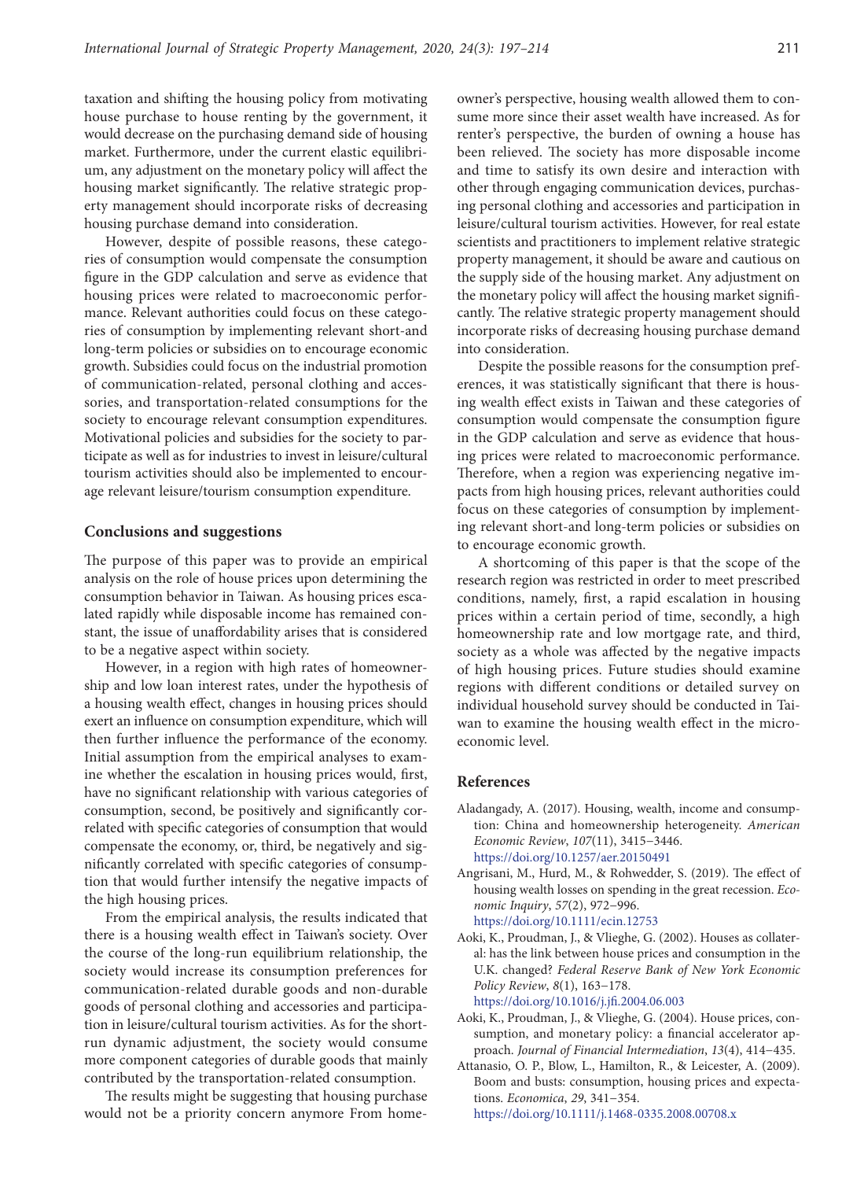taxation and shifting the housing policy from motivating house purchase to house renting by the government, it would decrease on the purchasing demand side of housing market. Furthermore, under the current elastic equilibrium, any adjustment on the monetary policy will affect the housing market significantly. The relative strategic property management should incorporate risks of decreasing housing purchase demand into consideration.

However, despite of possible reasons, these categories of consumption would compensate the consumption figure in the GDP calculation and serve as evidence that housing prices were related to macroeconomic performance. Relevant authorities could focus on these categories of consumption by implementing relevant short-and long-term policies or subsidies on to encourage economic growth. Subsidies could focus on the industrial promotion of communication-related, personal clothing and accessories, and transportation-related consumptions for the society to encourage relevant consumption expenditures. Motivational policies and subsidies for the society to participate as well as for industries to invest in leisure/cultural tourism activities should also be implemented to encourage relevant leisure/tourism consumption expenditure.

## Conclusions and suggestions

The purpose of this paper was to provide an empirical analysis on the role of house prices upon determining the consumption behavior in Taiwan. As housing prices escalated rapidly while disposable income has remained constant, the issue of unaffordability arises that is considered to be a negative aspect within society.

However, in a region with high rates of homeownership and low loan interest rates, under the hypothesis of a housing wealth effect, changes in housing prices should exert an influence on consumption expenditure, which will then further influence the performance of the economy. Initial assumption from the empirical analyses to examine whether the escalation in housing prices would, first, have no significant relationship with various categories of consumption, second, be positively and significantly correlated with specific categories of consumption that would compensate the economy, or, third, be negatively and significantly correlated with specific categories of consumption that would further intensify the negative impacts of the high housing prices.

From the empirical analysis, the results indicated that there is a housing wealth effect in Taiwan's society. Over the course of the long-run equilibrium relationship, the society would increase its consumption preferences for communication-related durable goods and non-durable goods of personal clothing and accessories and participation in leisure/cultural tourism activities. As for the short-run dynamic adjustment, the society would consume more component categories of durable goods that mainly contributed by the transportation-related consumption.

The results might be suggesting that housing purchase would not be a priority concern anymore From homeowner's perspective, housing wealth allowed them to consume more since their asset wealth have increased. As for renter's perspective, the burden of owning a house has been relieved. The society has more disposable income and time to satisfy its own desire and interaction with other through engaging communication devices, purchasing personal clothing and accessories and participation in leisure/cultural tourism activities. However, for real estate scientists and practitioners to implement relative strategic property management, it should be aware and cautious on the supply side of the housing market. Any adjustment on the monetary policy will affect the housing market significantly. The relative strategic property management should incorporate risks of decreasing housing purchase demand into consideration.

Despite the possible reasons for the consumption preferences, it was statistically significant that there is housing wealth effect exists in Taiwan and these categories of consumption would compensate the consumption figure in the GDP calculation and serve as evidence that housing prices were related to macroeconomic performance. Therefore, when a region was experiencing negative impacts from high housing prices, relevant authorities could focus on these categories of consumption by implementing relevant short-and long-term policies or subsidies on to encourage economic growth.

A shortcoming of this paper is that the scope of the research region was restricted in order to meet prescribed conditions, namely, first, a rapid escalation in housing prices within a certain period of time, secondly, a high homeownership rate and low mortgage rate, and third, society as a whole was affected by the negative impacts of high housing prices. Future studies should examine regions with different conditions or detailed survey on individual household survey should be conducted in Taiwan to examine the housing wealth effect in the microeconomic level.

## References

Aladangady, A. (2017). Housing, wealth, income and consumption: China and homeownership heterogeneity. *American Economic Review*, *107*(11), 3415–3446. https://doi.org/10.1257/aer.20150491

Angrisani, M., Hurd, M., & Rohwedder, S. (2019). The effect of housing wealth losses on spending in the great recession. *Economic Inquiry*, *57*(2), 972–996. https://doi.org/10.1111/ecin.12753

Aoki, K., Proudman, J., & Vlieghe, G. (2002). Houses as collateral: has the link between house prices and consumption in the U.K. changed? *Federal Reserve Bank of New York Economic Policy Review*, *8*(1), 163–178. https://doi.org/10.1016/j.jfi.2004.06.003

Aoki, K., Proudman, J., & Vlieghe, G. (2004). House prices, consumption, and monetary policy: a financial accelerator approach. *Journal of Financial Intermediation*, *13*(4), 414–435.

Attanasio, O. P., Blow, L., Hamilton, R., & Leicester, A. (2009). Boom and busts: consumption, housing prices and expectations. *Economica*, *29*, 341–354. https://doi.org/10.1111/j.1468-0335.2008.00708.x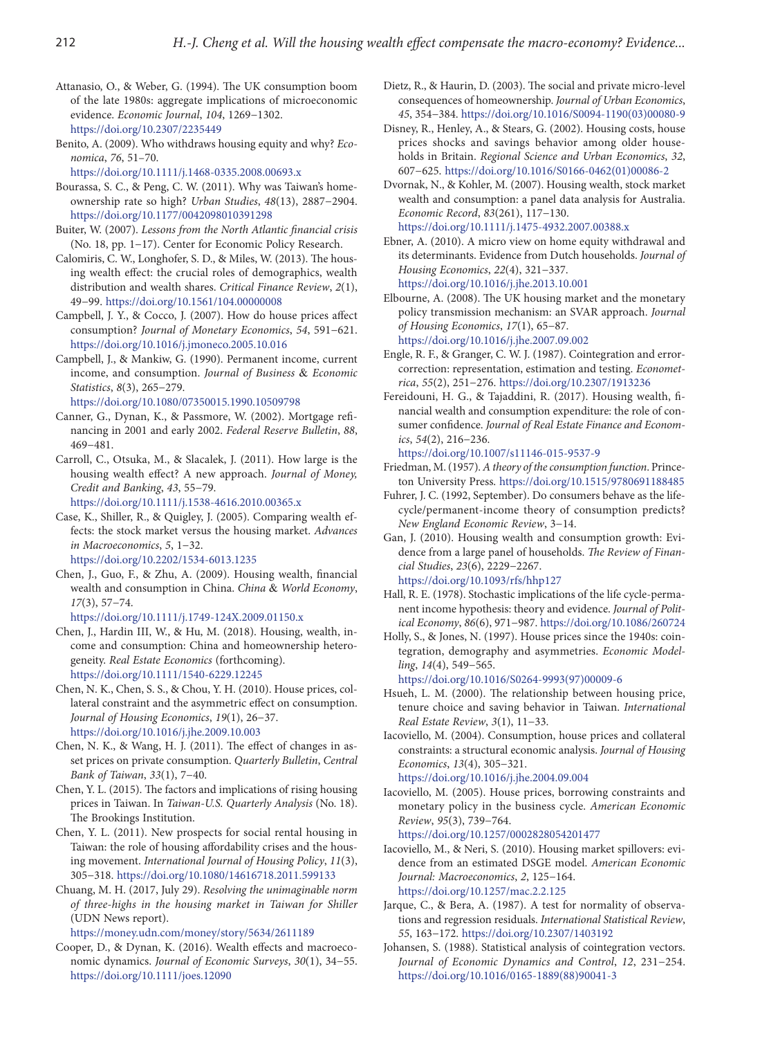Attanasio, O., & Weber, G. (1994). The UK consumption boom of the late 1980s: aggregate implications of microeconomic evidence. *Economic Journal*, *104*, 1269−1302. https://doi.org/10.2307/2235449

Benito, A. (2009). Who withdraws housing equity and why? *Economica*, *76*, 51–70. https://doi.org/10.1111/j.1468-0335.2008.00693.x

Bourassa, S. C., & Peng, C. W. (2011). Why was Taiwan's homeownership rate so high? *Urban Studies*, *48*(13), 2887−2904. https://doi.org/10.1177/0042098010391298

Buiter, W. (2007). *Lessons from the North Atlantic financial crisis* (No. 18, pp. 1−17). Center for Economic Policy Research.

Calomiris, C. W., Longhofer, S. D., & Miles, W. (2013). The housing wealth effect: the crucial roles of demographics, wealth distribution and wealth shares. *Critical Finance Review*, *2*(1), 49−99. https://doi.org/10.1561/104.00000008

Campbell, J. Y., & Cocco, J. (2007). How do house prices affect consumption? *Journal of Monetary Economics*, *54*, 591−621. https://doi.org/10.1016/j.jmoneco.2005.10.016

Campbell, J., & Mankiw, G. (1990). Permanent income, current income, and consumption. *Journal of Business & Economic Statistics*, *8*(3), 265−279. https://doi.org/10.1080/07350015.1990.10509798

Canner, G., Dynan, K., & Passmore, W. (2002). Mortgage refinancing in 2001 and early 2002. *Federal Reserve Bulletin*, *88*, 469−481.

Carroll, C., Otsuka, M., & Slacalek, J. (2011). How large is the housing wealth effect? A new approach. *Journal of Money, Credit and Banking*, *43*, 55−79. https://doi.org/10.1111/j.1538-4616.2010.00365.x

Case, K., Shiller, R., & Quigley, J. (2005). Comparing wealth effects: the stock market versus the housing market. *Advances in Macroeconomics*, *5*, 1−32. https://doi.org/10.2202/1534-6013.1235

Chen, J., Guo, F., & Zhu, A. (2009). Housing wealth, financial wealth and consumption in China. *China & World Economy*, *17*(3), 57−74. https://doi.org/10.1111/j.1749-124X.2009.01150.x

Chen, J., Hardin III, W., & Hu, M. (2018). Housing, wealth, income and consumption: China and homeownership heterogeneity. *Real Estate Economics* (forthcoming). https://doi.org/10.1111/1540-6229.12245

Chen, N. K., Chen, S. S., & Chou, Y. H. (2010). House prices, collateral constraint and the asymmetric effect on consumption. *Journal of Housing Economics*, *19*(1), 26−37. https://doi.org/10.1016/j.jhe.2009.10.003

Chen, N. K., & Wang, H. J. (2011). The effect of changes in asset prices on private consumption. *Quarterly Bulletin*, *Central Bank of Taiwan*, *33*(1), 7−40.

Chen, Y. L. (2015). The factors and implications of rising housing prices in Taiwan. In *Taiwan-U.S. Quarterly Analysis* (No. 18). The Brookings Institution.

Chen, Y. L. (2011). New prospects for social rental housing in Taiwan: the role of housing affordability crises and the housing movement. *International Journal of Housing Policy*, *11*(3), 305−318. https://doi.org/10.1080/14616718.2011.599133

Chuang, M. H. (2017, July 29). *Resolving the unimaginable norm of three-highs in the housing market in Taiwan for Shiller* (UDN News report). https://money.udn.com/money/story/5634/2611189

Cooper, D., & Dynan, K. (2016). Wealth effects and macroeconomic dynamics. *Journal of Economic Surveys*, *30*(1), 34−55. https://doi.org/10.1111/joes.12090

Dietz, R., & Haurin, D. (2003). The social and private micro-level consequences of homeownership. *Journal of Urban Economics*, *45*, 354−384. https://doi.org/10.1016/S0094-1190(03)00080-9

Disney, R., Henley, A., & Stears, G. (2002). Housing costs, house prices shocks and savings behavior among older households in Britain. *Regional Science and Urban Economics*, *32*, 607−625. https://doi.org/10.1016/S0166-0462(01)00086-2

Dvornak, N., & Kohler, M. (2007). Housing wealth, stock market wealth and consumption: a panel data analysis for Australia. *Economic Record*, *83*(261), 117−130. https://doi.org/10.1111/j.1475-4932.2007.00388.x

Ebner, A. (2010). A micro view on home equity withdrawal and its determinants. Evidence from Dutch households. *Journal of Housing Economics*, *22*(4), 321−337. https://doi.org/10.1016/j.jhe.2013.10.001

Elbourne, A. (2008). The UK housing market and the monetary policy transmission mechanism: an SVAR approach. *Journal of Housing Economics*, *17*(1), 65−87. https://doi.org/10.1016/j.jhe.2007.09.002

Engle, R. F., & Granger, C. W. J. (1987). Cointegration and error-correction: representation, estimation and testing. *Econometrica*, *55*(2), 251−276. https://doi.org/10.2307/1913236

Fereidouni, H. G., & Tajaddini, R. (2017). Housing wealth, financial wealth and consumption expenditure: the role of consumer confidence. *Journal of Real Estate Finance and Economics*, *54*(2), 216−236. https://doi.org/10.1007/s11146-015-9537-9

Friedman, M. (1957). *A theory of the consumption function*. Princeton University Press. https://doi.org/10.1515/9780691188485

Fuhrer, J. C. (1992, September). Do consumers behave as the life-cycle/permanent-income theory of consumption predicts? *New England Economic Review*, 3−14.

Gan, J. (2010). Housing wealth and consumption growth: Evidence from a large panel of households. *The Review of Financial Studies*, *23*(6), 2229−2267. https://doi.org/10.1093/rfs/hhp127

Hall, R. E. (1978). Stochastic implications of the life cycle-permanent income hypothesis: theory and evidence. *Journal of Political Economy*, *86*(6), 971−987. https://doi.org/10.1086/260724

Holly, S., & Jones, N. (1997). House prices since the 1940s: cointegration, demography and asymmetries. *Economic Modelling*, *14*(4), 549−565. https://doi.org/10.1016/S0264-9993(97)00009-6

Hsueh, L. M. (2000). The relationship between housing price, tenure choice and saving behavior in Taiwan. *International Real Estate Review*, *3*(1), 11−33.

Iacoviello, M. (2004). Consumption, house prices and collateral constraints: a structural economic analysis. *Journal of Housing Economics*, *13*(4), 305−321. https://doi.org/10.1016/j.jhe.2004.09.004

Iacoviello, M. (2005). House prices, borrowing constraints and monetary policy in the business cycle. *American Economic Review*, *95*(3), 739−764. https://doi.org/10.1257/0002828054201477

Iacoviello, M., & Neri, S. (2010). Housing market spillovers: evidence from an estimated DSGE model. *American Economic Journal: Macroeconomics*, *2*, 125−164. https://doi.org/10.1257/mac.2.2.125

Jarque, C., & Bera, A. (1987). A test for normality of observations and regression residuals. *International Statistical Review*, *55*, 163−172. https://doi.org/10.2307/1403192

Johansen, S. (1988). Statistical analysis of cointegration vectors. *Journal of Economic Dynamics and Control*, *12*, 231−254. https://doi.org/10.1016/0165-1889(88)90041-3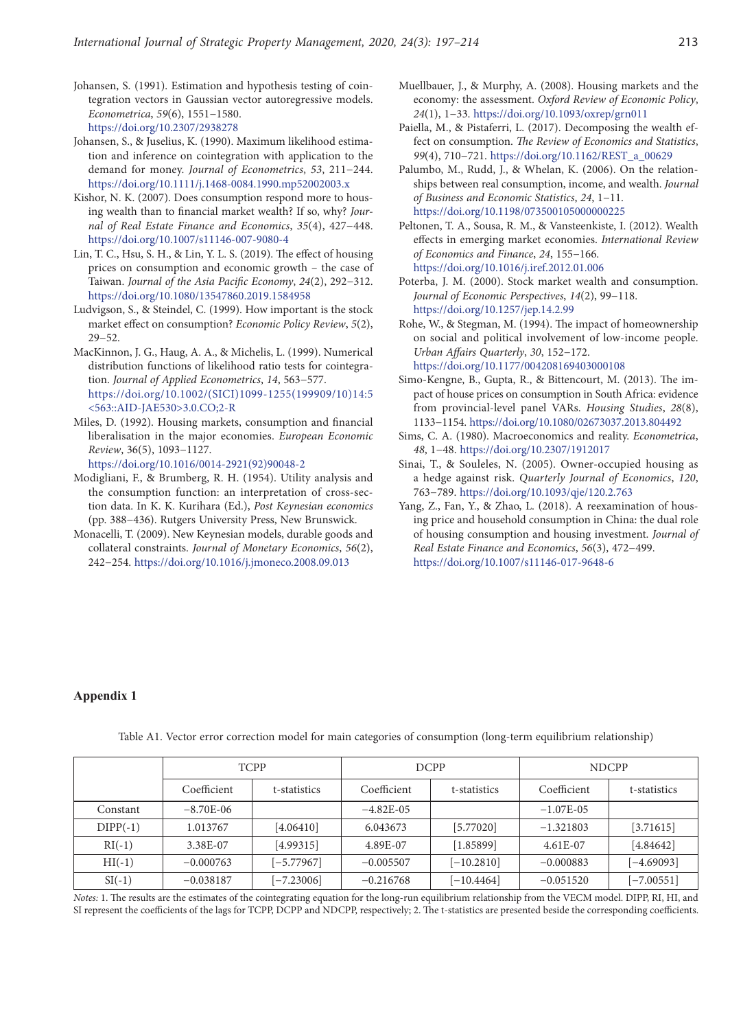Johansen, S. (1991). Estimation and hypothesis testing of cointegration vectors in Gaussian vector autoregressive models. *Econometrica*, *59*(6), 1551–1580. https://doi.org/10.2307/2938278

Johansen, S., & Juselius, K. (1990). Maximum likelihood estimation and inference on cointegration with application to the demand for money. *Journal of Econometrics*, *53*, 211–244. https://doi.org/10.1111/j.1468-0084.1990.mp52002003.x

Kishor, N. K. (2007). Does consumption respond more to housing wealth than to financial market wealth? If so, why? *Journal of Real Estate Finance and Economics*, *35*(4), 427–448. https://doi.org/10.1007/s11146-007-9080-4

Lin, T. C., Hsu, S. H., & Lin, Y. L. S. (2019). The effect of housing prices on consumption and economic growth – the case of Taiwan. *Journal of the Asia Pacific Economy*, *24*(2), 292–312. https://doi.org/10.1080/13547860.2019.1584958

Ludvigson, S., & Steindel, C. (1999). How important is the stock market effect on consumption? *Economic Policy Review*, *5*(2), 29–52.

MacKinnon, J. G., Haug, A. A., & Michelis, L. (1999). Numerical distribution functions of likelihood ratio tests for cointegration. *Journal of Applied Econometrics*, *14*, 563–577. https://doi.org/10.1002/(SICI)1099-1255(199909/10)14:5<563::AID-JAE530>3.0.CO;2-R

Miles, D. (1992). Housing markets, consumption and financial liberalisation in the major economies. *European Economic Review*, 36(5), 1093–1127. https://doi.org/10.1016/0014-2921(92)90048-2

Modigliani, F., & Brumberg, R. H. (1954). Utility analysis and the consumption function: an interpretation of cross-section data. In K. K. Kurihara (Ed.), *Post Keynesian economics* (pp. 388–436). Rutgers University Press, New Brunswick.

Monacelli, T. (2009). New Keynesian models, durable goods and collateral constraints. *Journal of Monetary Economics*, *56*(2), 242–254. https://doi.org/10.1016/j.jmoneco.2008.09.013

Muellbauer, J., & Murphy, A. (2008). Housing markets and the economy: the assessment. *Oxford Review of Economic Policy*, *24*(1), 1–33. https://doi.org/10.1093/oxrep/grn011

Paiella, M., & Pistaferri, L. (2017). Decomposing the wealth effect on consumption. *The Review of Economics and Statistics*, *99*(4), 710–721. https://doi.org/10.1162/REST_a_00629

Palumbo, M., Rudd, J., & Whelan, K. (2006). On the relationships between real consumption, income, and wealth. *Journal of Business and Economic Statistics*, *24*, 1–11. https://doi.org/10.1198/073500105000000225

Peltonen, T. A., Sousa, R. M., & Vansteenkiste, I. (2012). Wealth effects in emerging market economies. *International Review of Economics and Finance*, *24*, 155–166. https://doi.org/10.1016/j.iref.2012.01.006

Poterba, J. M. (2000). Stock market wealth and consumption. *Journal of Economic Perspectives*, *14*(2), 99–118. https://doi.org/10.1257/jep.14.2.99

Rohe, W., & Stegman, M. (1994). The impact of homeownership on social and political involvement of low-income people. *Urban Affairs Quarterly*, *30*, 152–172. https://doi.org/10.1177/004208169403000108

Simo-Kengne, B., Gupta, R., & Bittencourt, M. (2013). The impact of house prices on consumption in South Africa: evidence from provincial-level panel VARs. *Housing Studies*, *28*(8), 1133–1154. https://doi.org/10.1080/02673037.2013.804492

Sims, C. A. (1980). Macroeconomics and reality. *Econometrica*, *48*, 1–48. https://doi.org/10.2307/1912017

Sinai, T., & Souleles, N. (2005). Owner-occupied housing as a hedge against risk. *Quarterly Journal of Economics*, *120*, 763–789. https://doi.org/10.1093/qje/120.2.763

Yang, Z., Fan, Y., & Zhao, L. (2018). A reexamination of housing price and household consumption in China: the dual role of housing consumption and housing investment. *Journal of Real Estate Finance and Economics*, *56*(3), 472–499. https://doi.org/10.1007/s11146-017-9648-6

## Appendix 1

Table A1. Vector error correction model for main categories of consumption (long-term equilibrium relationship)

| | TCPP | | DCPP | | NDCPP | |
|---|---|---|---|---|---|---|
| | Coefficient | t-statistics | Coefficient | t-statistics | Coefficient | t-statistics |
| Constant | −8.70E-06 | | −4.82E-05 | | −1.07E-05 | |
| DIPP(-1) | 1.013767 | [4.06410] | 6.043673 | [5.77020] | −1.321803 | [3.71615] |
| RI(-1) | 3.38E-07 | [4.99315] | 4.89E-07 | [1.85899] | 4.61E-07 | [4.84642] |
| HI(-1) | −0.000763 | [−5.77967] | −0.005507 | [−10.2810] | −0.000883 | [−4.69093] |
| SI(-1) | −0.038187 | [−7.23006] | −0.216768 | [−10.4464] | −0.051520 | [−7.00551] |

*Notes:* 1. The results are the estimates of the cointegrating equation for the long-run equilibrium relationship from the VECM model. DIPP, RI, HI, and SI represent the coefficients of the lags for TCPP, DCPP and NDCPP, respectively; 2. The t-statistics are presented beside the corresponding coefficients.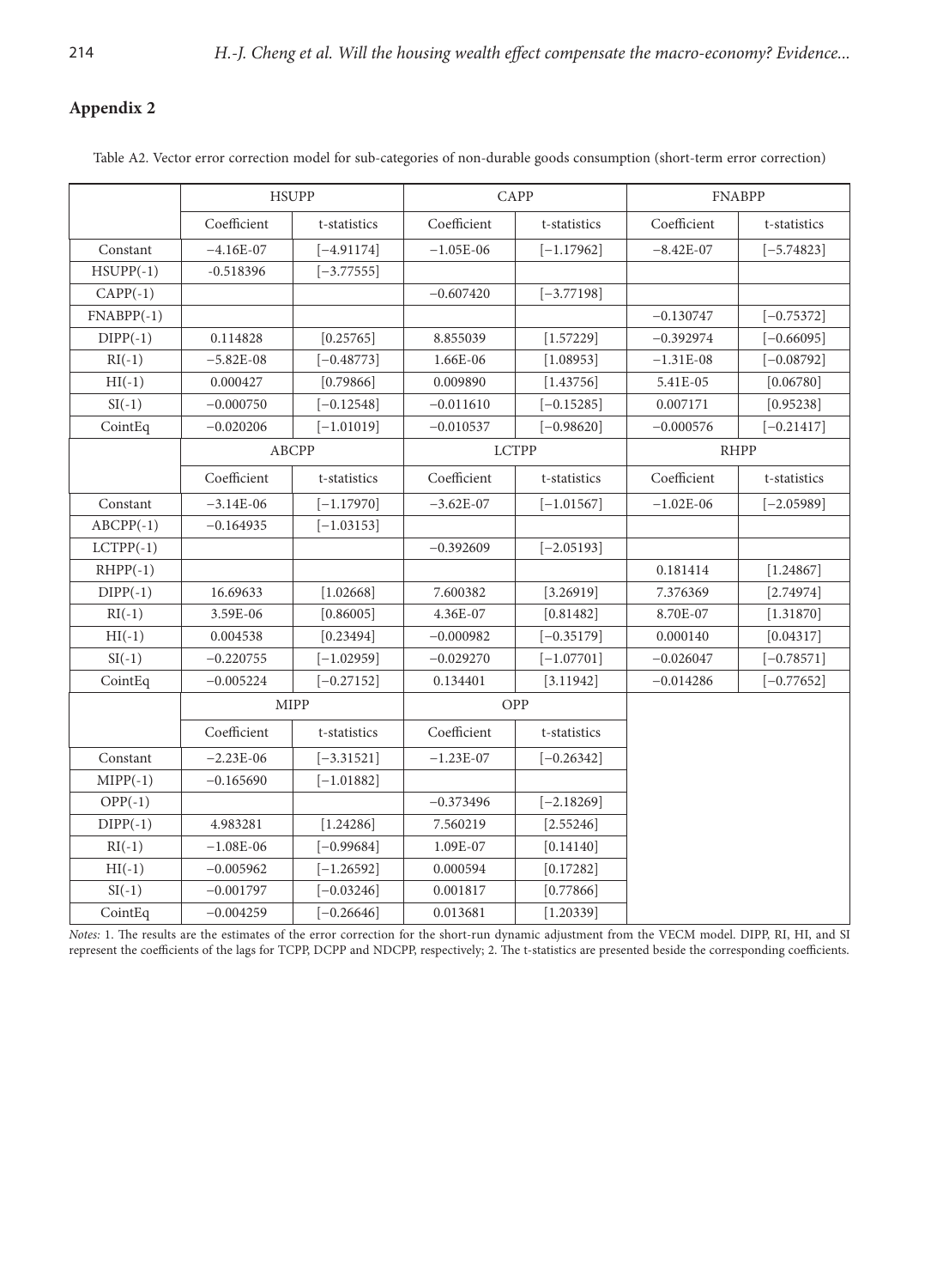## Appendix 2

Table A2. Vector error correction model for sub-categories of non-durable goods consumption (short-term error correction)

| | HSUPP | | CAPP | | FNABPP | |
|---|---|---|---|---|---|---|
| | Coefficient | t-statistics | Coefficient | t-statistics | Coefficient | t-statistics |
| Constant | −4.16E-07 | [−4.91174] | −1.05E-06 | [−1.17962] | −8.42E-07 | [−5.74823] |
| HSUPP(-1) | -0.518396 | [−3.77555] | | | | |
| CAPP(-1) | | | −0.607420 | [−3.77198] | | |
| FNABPP(-1) | | | | | −0.130747 | [−0.75372] |
| DIPP(-1) | 0.114828 | [0.25765] | 8.855039 | [1.57229] | −0.392974 | [−0.66095] |
| RI(-1) | −5.82E-08 | [−0.48773] | 1.66E-06 | [1.08953] | −1.31E-08 | [−0.08792] |
| HI(-1) | 0.000427 | [0.79866] | 0.009890 | [1.43756] | 5.41E-05 | [0.06780] |
| SI(-1) | −0.000750 | [−0.12548] | −0.011610 | [−0.15285] | 0.007171 | [0.95238] |
| CointEq | −0.020206 | [−1.01019] | −0.010537 | [−0.98620] | −0.000576 | [−0.21417] |
| | ABCPP | | LCTPP | | RHPP | |
| | Coefficient | t-statistics | Coefficient | t-statistics | Coefficient | t-statistics |
| Constant | −3.14E-06 | [−1.17970] | −3.62E-07 | [−1.01567] | −1.02E-06 | [−2.05989] |
| ABCPP(-1) | −0.164935 | [−1.03153] | | | | |
| LCTPP(-1) | | | −0.392609 | [−2.05193] | | |
| RHPP(-1) | | | | | 0.181414 | [1.24867] |
| DIPP(-1) | 16.69633 | [1.02668] | 7.600382 | [3.26919] | 7.376369 | [2.74974] |
| RI(-1) | 3.59E-06 | [0.86005] | 4.36E-07 | [0.81482] | 8.70E-07 | [1.31870] |
| HI(-1) | 0.004538 | [0.23494] | −0.000982 | [−0.35179] | 0.000140 | [0.04317] |
| SI(-1) | −0.220755 | [−1.02959] | −0.029270 | [−1.07701] | −0.026047 | [−0.78571] |
| CointEq | −0.005224 | [−0.27152] | 0.134401 | [3.11942] | −0.014286 | [−0.77652] |
| | MIPP | | OPP | | | |
| | Coefficient | t-statistics | Coefficient | t-statistics | | |
| Constant | −2.23E-06 | [−3.31521] | −1.23E-07 | [−0.26342] | | |
| MIPP(-1) | −0.165690 | [−1.01882] | | | | |
| OPP(-1) | | | −0.373496 | [−2.18269] | | |
| DIPP(-1) | 4.983281 | [1.24286] | 7.560219 | [2.55246] | | |
| RI(-1) | −1.08E-06 | [−0.99684] | 1.09E-07 | [0.14140] | | |
| HI(-1) | −0.005962 | [−1.26592] | 0.000594 | [0.17282] | | |
| SI(-1) | −0.001797 | [−0.03246] | 0.001817 | [0.77866] | | |
| CointEq | −0.004259 | [−0.26646] | 0.013681 | [1.20339] | | |

*Notes:* 1. The results are the estimates of the error correction for the short-run dynamic adjustment from the VECM model. DIPP, RI, HI, and SI represent the coefficients of the lags for TCPP, DCPP and NDCPP, respectively; 2. The t-statistics are presented beside the corresponding coefficients.